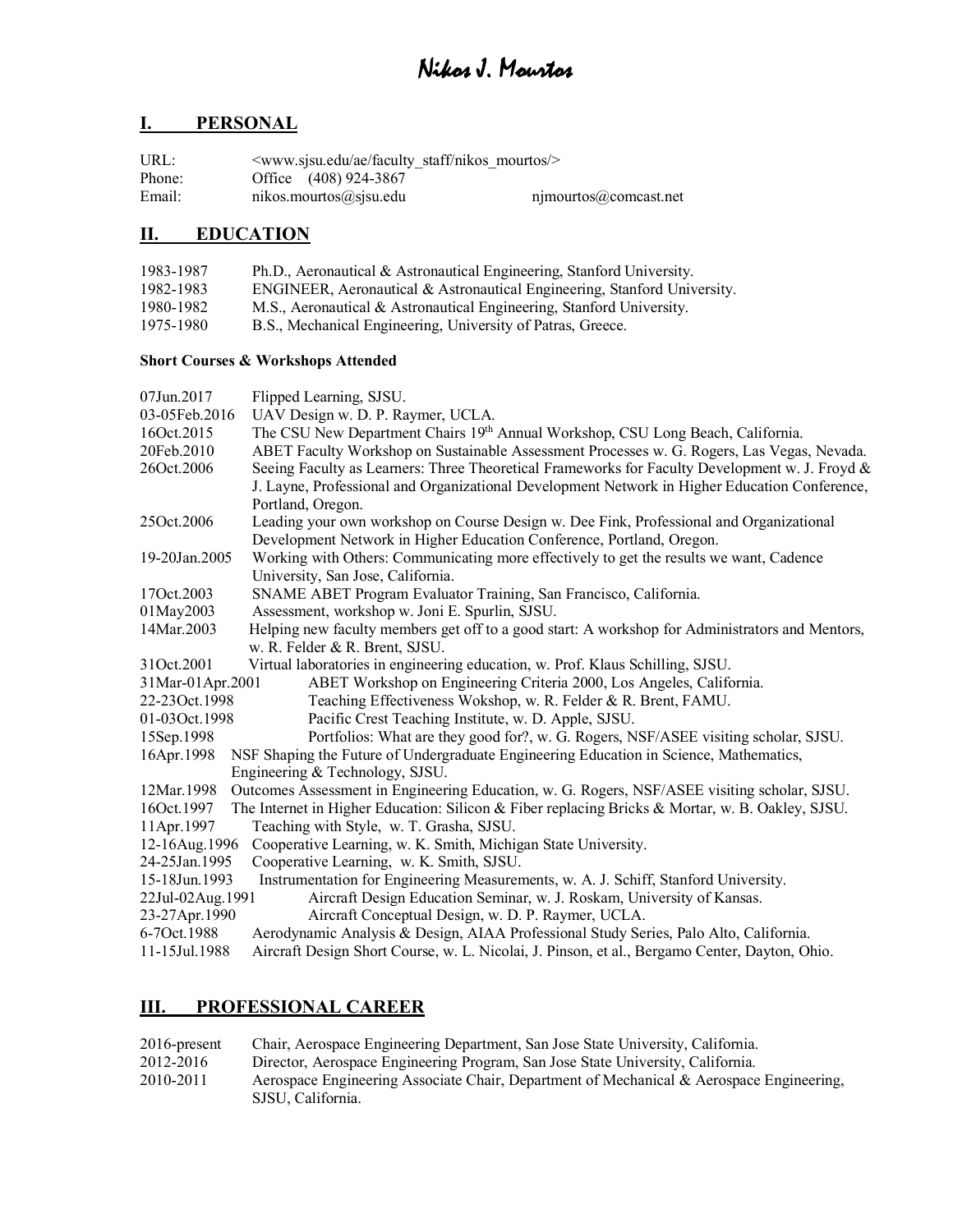# Nikos J. Mourtos

## I. PERSONAL

URL: <www.sjsu.edu/ae/faculty_staff/nikos_mourtos/>
Phone: Office (408) 924-3867
Email: nikos.mourtos@sjsu.edu njmourtos@comcast.net

## II. EDUCATION

1983-1987 Ph.D., Aeronautical & Astronautical Engineering, Stanford University.
1982-1983 ENGINEER, Aeronautical & Astronautical Engineering, Stanford University.
1980-1982 M.S., Aeronautical & Astronautical Engineering, Stanford University.
1975-1980 B.S., Mechanical Engineering, University of Patras, Greece.

**Short Courses & Workshops Attended**

07Jun.2017 Flipped Learning, SJSU.
03-05Feb.2016 UAV Design w. D. P. Raymer, UCLA.
16Oct.2015 The CSU New Department Chairs 19th Annual Workshop, CSU Long Beach, California.
20Feb.2010 ABET Faculty Workshop on Sustainable Assessment Processes w. G. Rogers, Las Vegas, Nevada.
26Oct.2006 Seeing Faculty as Learners: Three Theoretical Frameworks for Faculty Development w. J. Froyd & J. Layne, Professional and Organizational Development Network in Higher Education Conference, Portland, Oregon.
25Oct.2006 Leading your own workshop on Course Design w. Dee Fink, Professional and Organizational Development Network in Higher Education Conference, Portland, Oregon.
19-20Jan.2005 Working with Others: Communicating more effectively to get the results we want, Cadence University, San Jose, California.
17Oct.2003 SNAME ABET Program Evaluator Training, San Francisco, California.
01May2003 Assessment, workshop w. Joni E. Spurlin, SJSU.
14Mar.2003 Helping new faculty members get off to a good start: A workshop for Administrators and Mentors, w. R. Felder & R. Brent, SJSU.
31Oct.2001 Virtual laboratories in engineering education, w. Prof. Klaus Schilling, SJSU.
31Mar-01Apr.2001 ABET Workshop on Engineering Criteria 2000, Los Angeles, California.
22-23Oct.1998 Teaching Effectiveness Wokshop, w. R. Felder & R. Brent, FAMU.
01-03Oct.1998 Pacific Crest Teaching Institute, w. D. Apple, SJSU.
15Sep.1998 Portfolios: What are they good for?, w. G. Rogers, NSF/ASEE visiting scholar, SJSU.
16Apr.1998 NSF Shaping the Future of Undergraduate Engineering Education in Science, Mathematics, Engineering & Technology, SJSU.
12Mar.1998 Outcomes Assessment in Engineering Education, w. G. Rogers, NSF/ASEE visiting scholar, SJSU.
16Oct.1997 The Internet in Higher Education: Silicon & Fiber replacing Bricks & Mortar, w. B. Oakley, SJSU.
11Apr.1997 Teaching with Style, w. T. Grasha, SJSU.
12-16Aug.1996 Cooperative Learning, w. K. Smith, Michigan State University.
24-25Jan.1995 Cooperative Learning, w. K. Smith, SJSU.
15-18Jun.1993 Instrumentation for Engineering Measurements, w. A. J. Schiff, Stanford University.
22Jul-02Aug.1991 Aircraft Design Education Seminar, w. J. Roskam, University of Kansas.
23-27Apr.1990 Aircraft Conceptual Design, w. D. P. Raymer, UCLA.
6-7Oct.1988 Aerodynamic Analysis & Design, AIAA Professional Study Series, Palo Alto, California.
11-15Jul.1988 Aircraft Design Short Course, w. L. Nicolai, J. Pinson, et al., Bergamo Center, Dayton, Ohio.

## III. PROFESSIONAL CAREER

2016-present Chair, Aerospace Engineering Department, San Jose State University, California.
2012-2016 Director, Aerospace Engineering Program, San Jose State University, California.
2010-2011 Aerospace Engineering Associate Chair, Department of Mechanical & Aerospace Engineering, SJSU, California.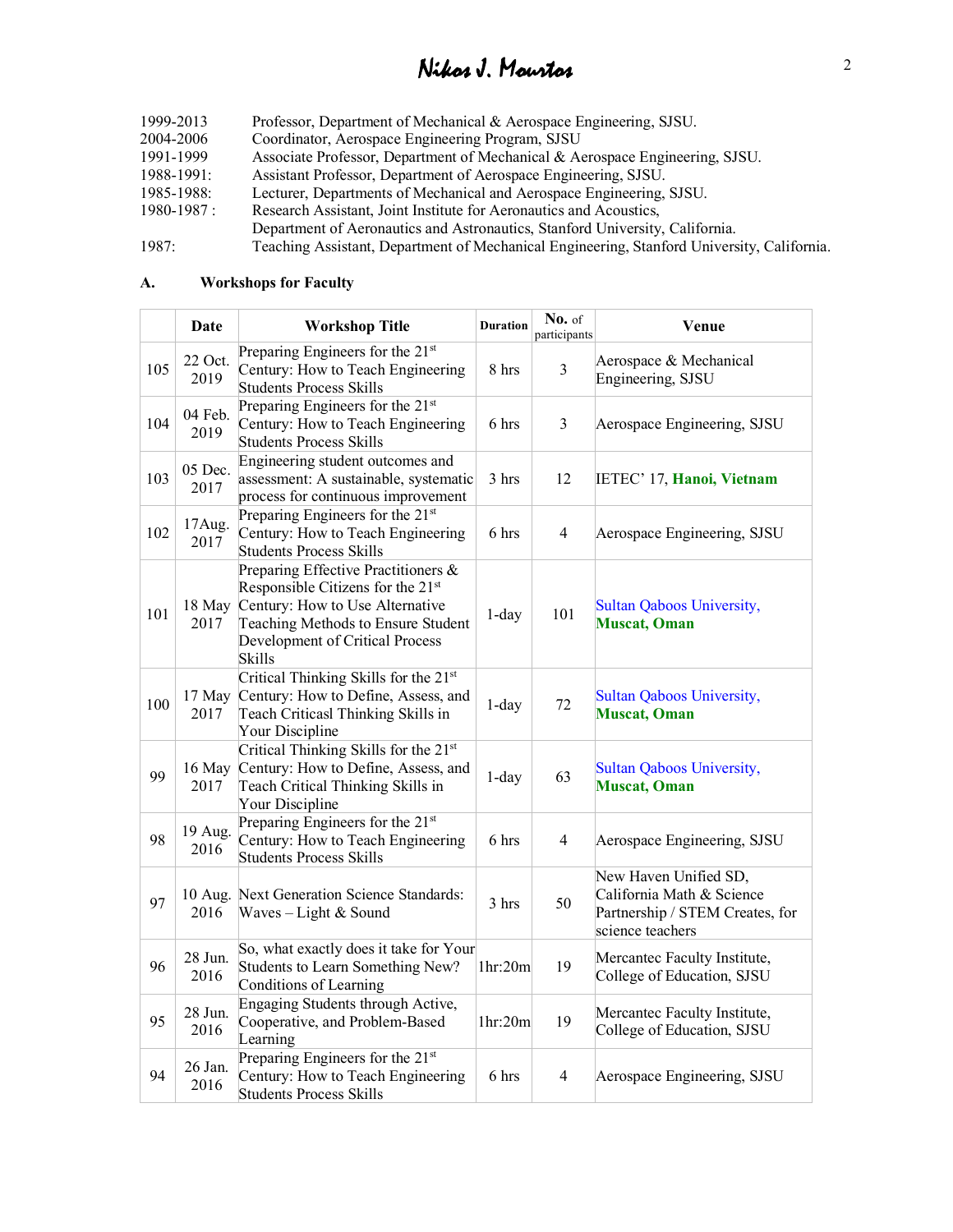| | |
|---|---|
| 1999-2013 | Professor, Department of Mechanical & Aerospace Engineering, SJSU. |
| 2004-2006 | Coordinator, Aerospace Engineering Program, SJSU |
| 1991-1999 | Associate Professor, Department of Mechanical & Aerospace Engineering, SJSU. |
| 1988-1991: | Assistant Professor, Department of Aerospace Engineering, SJSU. |
| 1985-1988: | Lecturer, Departments of Mechanical and Aerospace Engineering, SJSU. |
| 1980-1987 : | Research Assistant, Joint Institute for Aeronautics and Acoustics, Department of Aeronautics and Astronautics, Stanford University, California. |
| 1987: | Teaching Assistant, Department of Mechanical Engineering, Stanford University, California. |

### A. Workshops for Faculty

| | Date | Workshop Title | Duration | No. of participants | Venue |
|---|---|---|---|---|---|
| 105 | 22 Oct. 2019 | Preparing Engineers for the 21st Century: How to Teach Engineering Students Process Skills | 8 hrs | 3 | Aerospace & Mechanical Engineering, SJSU |
| 104 | 04 Feb. 2019 | Preparing Engineers for the 21st Century: How to Teach Engineering Students Process Skills | 6 hrs | 3 | Aerospace Engineering, SJSU |
| 103 | 05 Dec. 2017 | Engineering student outcomes and assessment: A sustainable, systematic process for continuous improvement | 3 hrs | 12 | IETEC' 17, **Hanoi, Vietnam** |
| 102 | 17Aug. 2017 | Preparing Engineers for the 21st Century: How to Teach Engineering Students Process Skills | 6 hrs | 4 | Aerospace Engineering, SJSU |
| 101 | 18 May 2017 | Preparing Effective Practitioners & Responsible Citizens for the 21st Century: How to Use Alternative Teaching Methods to Ensure Student Development of Critical Process Skills | 1-day | 101 | Sultan Qaboos University, **Muscat, Oman** |
| 100 | 17 May 2017 | Critical Thinking Skills for the 21st Century: How to Define, Assess, and Teach Criticasl Thinking Skills in Your Discipline | 1-day | 72 | Sultan Qaboos University, **Muscat, Oman** |
| 99 | 16 May 2017 | Critical Thinking Skills for the 21st Century: How to Define, Assess, and Teach Critical Thinking Skills in Your Discipline | 1-day | 63 | Sultan Qaboos University, **Muscat, Oman** |
| 98 | 19 Aug. 2016 | Preparing Engineers for the 21st Century: How to Teach Engineering Students Process Skills | 6 hrs | 4 | Aerospace Engineering, SJSU |
| 97 | 10 Aug. 2016 | Next Generation Science Standards: Waves – Light & Sound | 3 hrs | 50 | New Haven Unified SD, California Math & Science Partnership / STEM Creates, for science teachers |
| 96 | 28 Jun. 2016 | So, what exactly does it take for Your Students to Learn Something New? Conditions of Learning | 1hr:20m | 19 | Mercantec Faculty Institute, College of Education, SJSU |
| 95 | 28 Jun. 2016 | Engaging Students through Active, Cooperative, and Problem-Based Learning | 1hr:20m | 19 | Mercantec Faculty Institute, College of Education, SJSU |
| 94 | 26 Jan. 2016 | Preparing Engineers for the 21st Century: How to Teach Engineering Students Process Skills | 6 hrs | 4 | Aerospace Engineering, SJSU |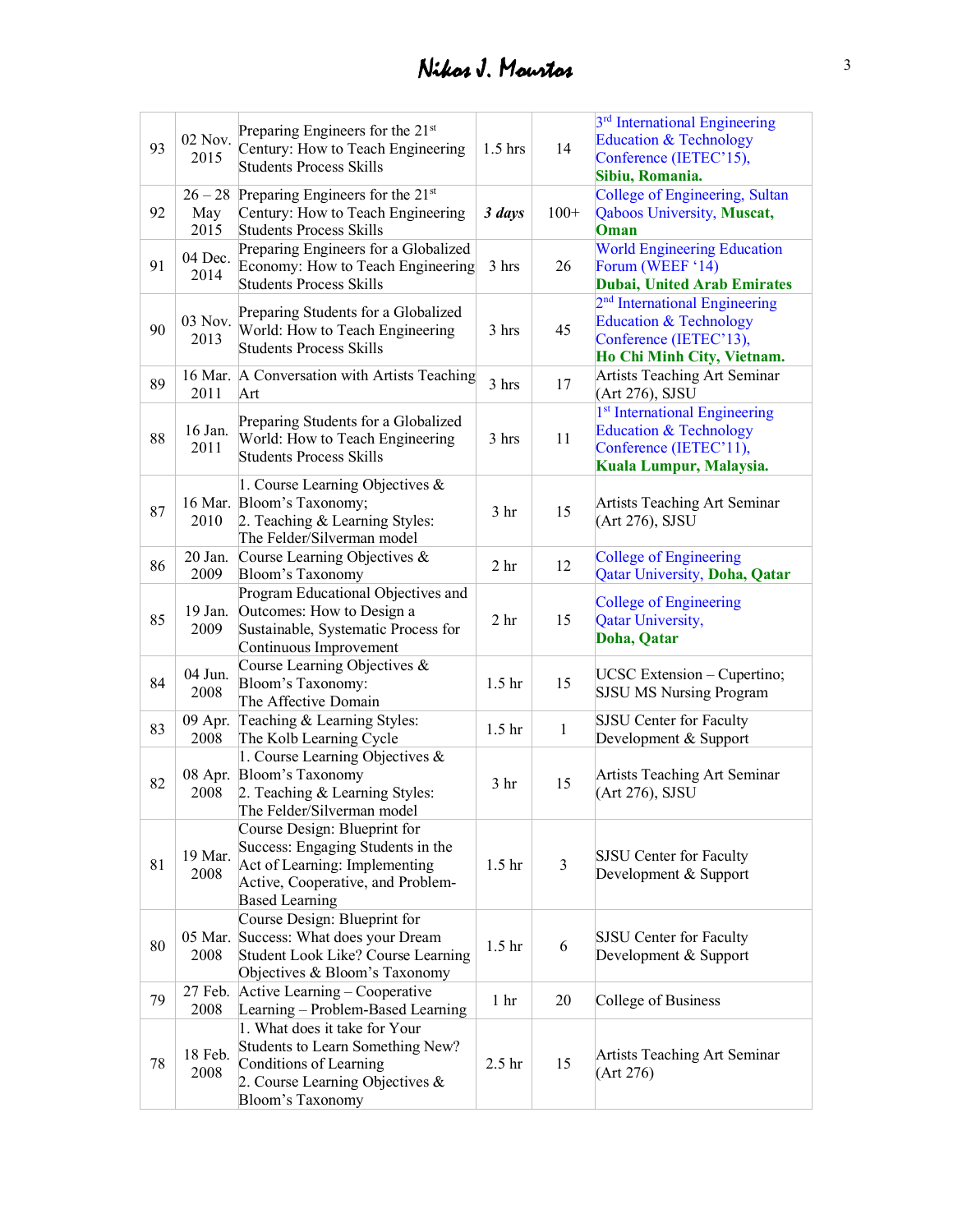| 93 | 02 Nov. 2015 | Preparing Engineers for the 21st Century: How to Teach Engineering Students Process Skills | 1.5 hrs | 14 | 3rd International Engineering Education & Technology Conference (IETEC'15), **Sibiu, Romania.** |
|---|---|---|---|---|---|
| 92 | 26 – 28 May 2015 | Preparing Engineers for the 21st Century: How to Teach Engineering Students Process Skills | ***3 days*** | 100+ | College of Engineering, Sultan Qaboos University, **Muscat, Oman** |
| 91 | 04 Dec. 2014 | Preparing Engineers for a Globalized Economy: How to Teach Engineering Students Process Skills | 3 hrs | 26 | World Engineering Education Forum (WEEF '14) **Dubai, United Arab Emirates** |
| 90 | 03 Nov. 2013 | Preparing Students for a Globalized World: How to Teach Engineering Students Process Skills | 3 hrs | 45 | 2nd International Engineering Education & Technology Conference (IETEC'13), **Ho Chi Minh City, Vietnam.** |
| 89 | 16 Mar. 2011 | A Conversation with Artists Teaching Art | 3 hrs | 17 | Artists Teaching Art Seminar (Art 276), SJSU |
| 88 | 16 Jan. 2011 | Preparing Students for a Globalized World: How to Teach Engineering Students Process Skills | 3 hrs | 11 | 1st International Engineering Education & Technology Conference (IETEC'11), **Kuala Lumpur, Malaysia.** |
| 87 | 16 Mar. 2010 | 1. Course Learning Objectives & Bloom's Taxonomy; 2. Teaching & Learning Styles: The Felder/Silverman model | 3 hr | 15 | Artists Teaching Art Seminar (Art 276), SJSU |
| 86 | 20 Jan. 2009 | Course Learning Objectives & Bloom's Taxonomy | 2 hr | 12 | College of Engineering Qatar University, **Doha, Qatar** |
| 85 | 19 Jan. 2009 | Program Educational Objectives and Outcomes: How to Design a Sustainable, Systematic Process for Continuous Improvement | 2 hr | 15 | College of Engineering Qatar University, **Doha, Qatar** |
| 84 | 04 Jun. 2008 | Course Learning Objectives & Bloom's Taxonomy: The Affective Domain | 1.5 hr | 15 | UCSC Extension – Cupertino; SJSU MS Nursing Program |
| 83 | 09 Apr. 2008 | Teaching & Learning Styles: The Kolb Learning Cycle | 1.5 hr | 1 | SJSU Center for Faculty Development & Support |
| 82 | 08 Apr. 2008 | 1. Course Learning Objectives & Bloom's Taxonomy 2. Teaching & Learning Styles: The Felder/Silverman model | 3 hr | 15 | Artists Teaching Art Seminar (Art 276), SJSU |
| 81 | 19 Mar. 2008 | Course Design: Blueprint for Success: Engaging Students in the Act of Learning: Implementing Active, Cooperative, and Problem-Based Learning | 1.5 hr | 3 | SJSU Center for Faculty Development & Support |
| 80 | 05 Mar. 2008 | Course Design: Blueprint for Success: What does your Dream Student Look Like? Course Learning Objectives & Bloom's Taxonomy | 1.5 hr | 6 | SJSU Center for Faculty Development & Support |
| 79 | 27 Feb. 2008 | Active Learning – Cooperative Learning – Problem-Based Learning | 1 hr | 20 | College of Business |
| 78 | 18 Feb. 2008 | 1. What does it take for Your Students to Learn Something New? Conditions of Learning 2. Course Learning Objectives & Bloom's Taxonomy | 2.5 hr | 15 | Artists Teaching Art Seminar (Art 276) |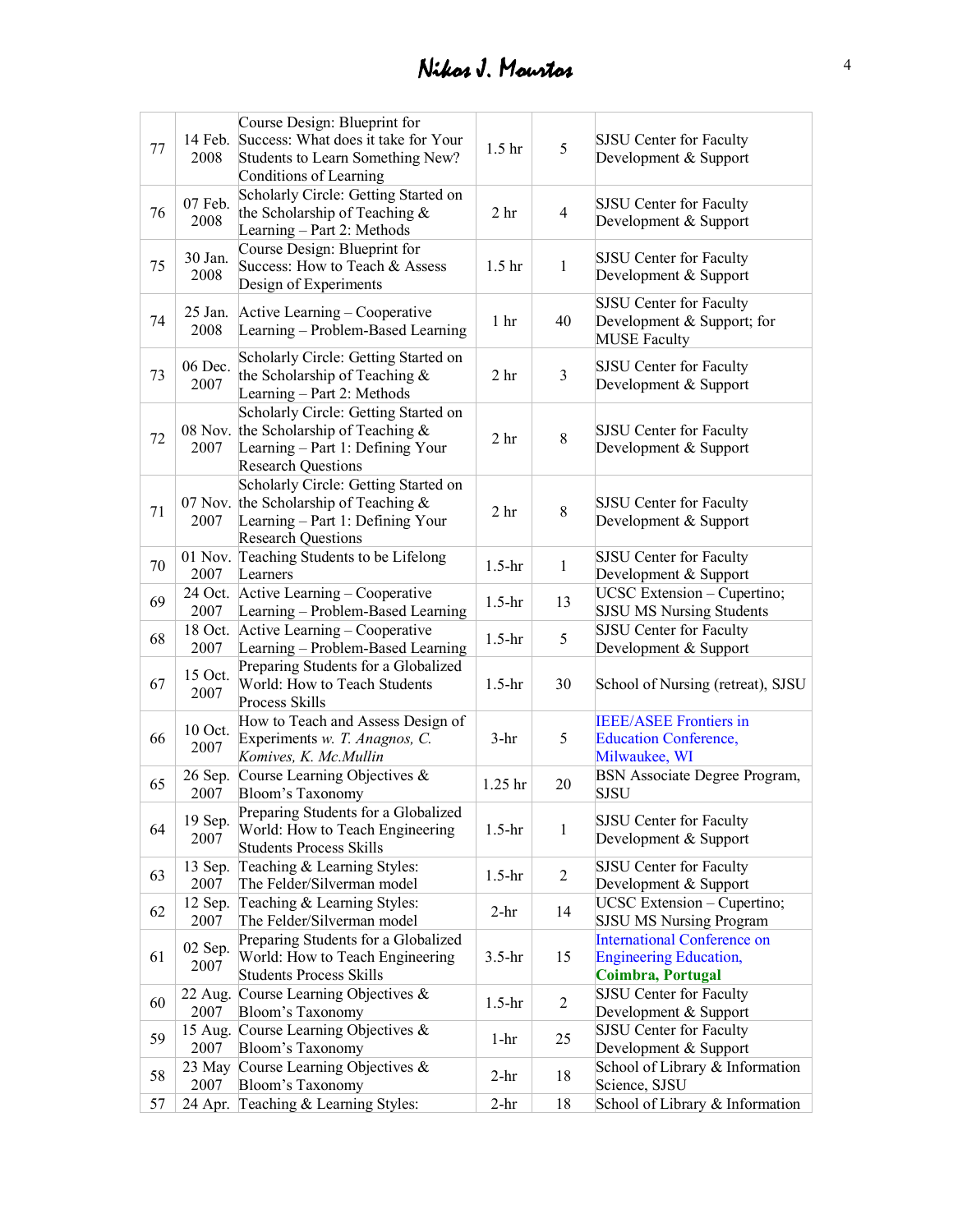| | | | | | |
|---|---|---|---|---|---|
| 77 | 14 Feb. 2008 | Course Design: Blueprint for Success: What does it take for Your Students to Learn Something New? Conditions of Learning | 1.5 hr | 5 | SJSU Center for Faculty Development & Support |
| 76 | 07 Feb. 2008 | Scholarly Circle: Getting Started on the Scholarship of Teaching & Learning – Part 2: Methods | 2 hr | 4 | SJSU Center for Faculty Development & Support |
| 75 | 30 Jan. 2008 | Course Design: Blueprint for Success: How to Teach & Assess Design of Experiments | 1.5 hr | 1 | SJSU Center for Faculty Development & Support |
| 74 | 25 Jan. 2008 | Active Learning – Cooperative Learning – Problem-Based Learning | 1 hr | 40 | SJSU Center for Faculty Development & Support; for MUSE Faculty |
| 73 | 06 Dec. 2007 | Scholarly Circle: Getting Started on the Scholarship of Teaching & Learning – Part 2: Methods | 2 hr | 3 | SJSU Center for Faculty Development & Support |
| 72 | 08 Nov. 2007 | Scholarly Circle: Getting Started on the Scholarship of Teaching & Learning – Part 1: Defining Your Research Questions | 2 hr | 8 | SJSU Center for Faculty Development & Support |
| 71 | 07 Nov. 2007 | Scholarly Circle: Getting Started on the Scholarship of Teaching & Learning – Part 1: Defining Your Research Questions | 2 hr | 8 | SJSU Center for Faculty Development & Support |
| 70 | 01 Nov. 2007 | Teaching Students to be Lifelong Learners | 1.5-hr | 1 | SJSU Center for Faculty Development & Support |
| 69 | 24 Oct. 2007 | Active Learning – Cooperative Learning – Problem-Based Learning | 1.5-hr | 13 | UCSC Extension – Cupertino; SJSU MS Nursing Students |
| 68 | 18 Oct. 2007 | Active Learning – Cooperative Learning – Problem-Based Learning | 1.5-hr | 5 | SJSU Center for Faculty Development & Support |
| 67 | 15 Oct. 2007 | Preparing Students for a Globalized World: How to Teach Students Process Skills | 1.5-hr | 30 | School of Nursing (retreat), SJSU |
| 66 | 10 Oct. 2007 | How to Teach and Assess Design of Experiments. *w. T. Anagnos, C. Komives, K. Mc.Mullin* | 3-hr | 5 | IEEE/ASEE Frontiers in Education Conference, Milwaukee, WI |
| 65 | 26 Sep. 2007 | Course Learning Objectives & Bloom's Taxonomy | 1.25 hr | 20 | BSN Associate Degree Program, SJSU |
| 64 | 19 Sep. 2007 | Preparing Students for a Globalized World: How to Teach Engineering Students Process Skills | 1.5-hr | 1 | SJSU Center for Faculty Development & Support |
| 63 | 13 Sep. 2007 | Teaching & Learning Styles: The Felder/Silverman model | 1.5-hr | 2 | SJSU Center for Faculty Development & Support |
| 62 | 12 Sep. 2007 | Teaching & Learning Styles: The Felder/Silverman model | 2-hr | 14 | UCSC Extension – Cupertino; SJSU MS Nursing Program |
| 61 | 02 Sep. 2007 | Preparing Students for a Globalized World: How to Teach Engineering Students Process Skills | 3.5-hr | 15 | International Conference on Engineering Education, **Coimbra, Portugal** |
| 60 | 22 Aug. 2007 | Course Learning Objectives & Bloom's Taxonomy | 1.5-hr | 2 | SJSU Center for Faculty Development & Support |
| 59 | 15 Aug. 2007 | Course Learning Objectives & Bloom's Taxonomy | 1-hr | 25 | SJSU Center for Faculty Development & Support |
| 58 | 23 May 2007 | Course Learning Objectives & Bloom's Taxonomy | 2-hr | 18 | School of Library & Information Science, SJSU |
| 57 | 24 Apr. | Teaching & Learning Styles: | 2-hr | 18 | School of Library & Information |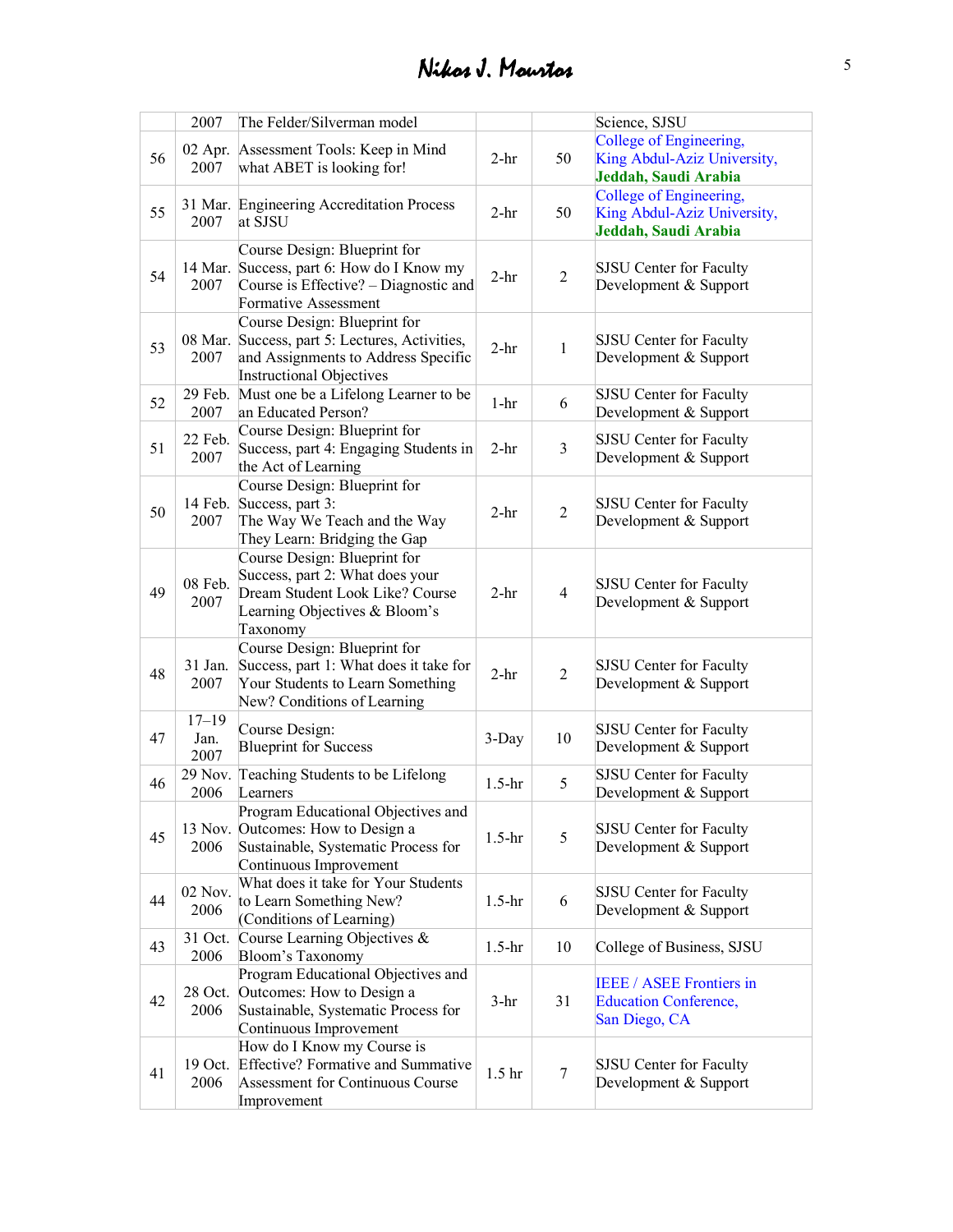|  | 2007 | The Felder/Silverman model |  |  | Science, SJSU |
|---|---|---|---|---|---|
| 56 | 02 Apr. 2007 | Assessment Tools: Keep in Mind what ABET is looking for! | 2-hr | 50 | College of Engineering, King Abdul-Aziz University, **Jeddah, Saudi Arabia** |
| 55 | 31 Mar. 2007 | Engineering Accreditation Process at SJSU | 2-hr | 50 | College of Engineering, King Abdul-Aziz University, **Jeddah, Saudi Arabia** |
| 54 | 14 Mar. 2007 | Course Design: Blueprint for Success, part 6: How do I Know my Course is Effective? – Diagnostic and Formative Assessment | 2-hr | 2 | SJSU Center for Faculty Development & Support |
| 53 | 08 Mar. 2007 | Course Design: Blueprint for Success, part 5: Lectures, Activities, and Assignments to Address Specific Instructional Objectives | 2-hr | 1 | SJSU Center for Faculty Development & Support |
| 52 | 29 Feb. 2007 | Must one be a Lifelong Learner to be an Educated Person? | 1-hr | 6 | SJSU Center for Faculty Development & Support |
| 51 | 22 Feb. 2007 | Course Design: Blueprint for Success, part 4: Engaging Students in the Act of Learning | 2-hr | 3 | SJSU Center for Faculty Development & Support |
| 50 | 14 Feb. 2007 | Course Design: Blueprint for Success, part 3: The Way We Teach and the Way They Learn: Bridging the Gap | 2-hr | 2 | SJSU Center for Faculty Development & Support |
| 49 | 08 Feb. 2007 | Course Design: Blueprint for Success, part 2: What does your Dream Student Look Like? Course Learning Objectives & Bloom's Taxonomy | 2-hr | 4 | SJSU Center for Faculty Development & Support |
| 48 | 31 Jan. 2007 | Course Design: Blueprint for Success, part 1: What does it take for Your Students to Learn Something New? Conditions of Learning | 2-hr | 2 | SJSU Center for Faculty Development & Support |
| 47 | 17–19 Jan. 2007 | Course Design: Blueprint for Success | 3-Day | 10 | SJSU Center for Faculty Development & Support |
| 46 | 29 Nov. 2006 | Teaching Students to be Lifelong Learners | 1.5-hr | 5 | SJSU Center for Faculty Development & Support |
| 45 | 13 Nov. 2006 | Program Educational Objectives and Outcomes: How to Design a Sustainable, Systematic Process for Continuous Improvement | 1.5-hr | 5 | SJSU Center for Faculty Development & Support |
| 44 | 02 Nov. 2006 | What does it take for Your Students to Learn Something New? (Conditions of Learning) | 1.5-hr | 6 | SJSU Center for Faculty Development & Support |
| 43 | 31 Oct. 2006 | Course Learning Objectives & Bloom's Taxonomy | 1.5-hr | 10 | College of Business, SJSU |
| 42 | 28 Oct. 2006 | Program Educational Objectives and Outcomes: How to Design a Sustainable, Systematic Process for Continuous Improvement | 3-hr | 31 | IEEE / ASEE Frontiers in Education Conference, San Diego, CA |
| 41 | 19 Oct. 2006 | How do I Know my Course is Effective? Formative and Summative Assessment for Continuous Course Improvement | 1.5 hr | 7 | SJSU Center for Faculty Development & Support |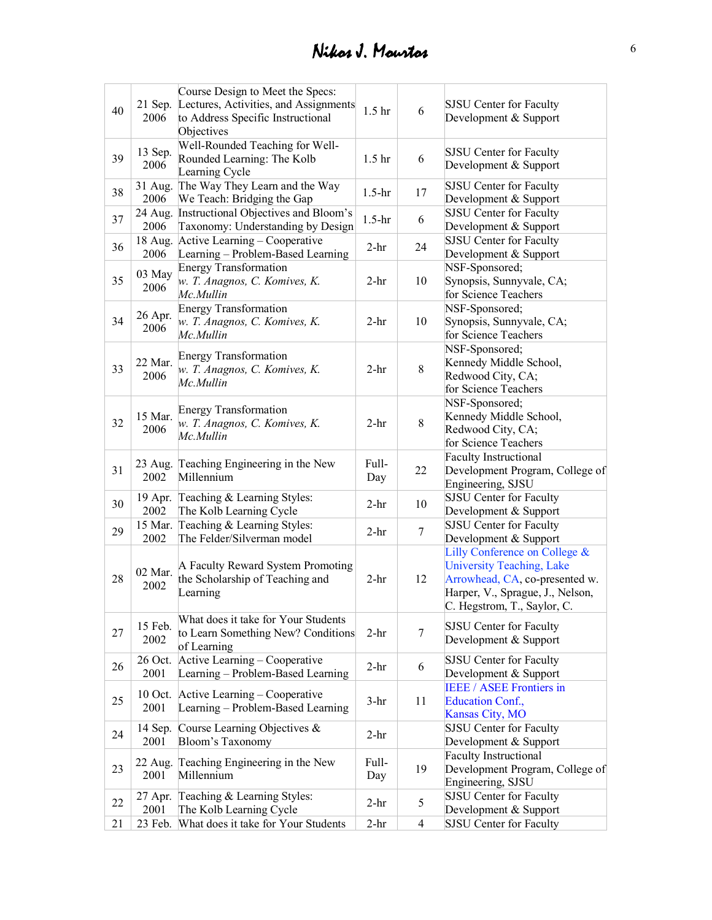| | | | | | |
|---|---|---|---|---|---|
| 40 | 21 Sep. 2006 | Course Design to Meet the Specs: Lectures, Activities, and Assignments to Address Specific Instructional Objectives | 1.5 hr | 6 | SJSU Center for Faculty Development & Support |
| 39 | 13 Sep. 2006 | Well-Rounded Teaching for Well-Rounded Learning: The Kolb Learning Cycle | 1.5 hr | 6 | SJSU Center for Faculty Development & Support |
| 38 | 31 Aug. 2006 | The Way They Learn and the Way We Teach: Bridging the Gap | 1.5-hr | 17 | SJSU Center for Faculty Development & Support |
| 37 | 24 Aug. 2006 | Instructional Objectives and Bloom's Taxonomy: Understanding by Design | 1.5-hr | 6 | SJSU Center for Faculty Development & Support |
| 36 | 18 Aug. 2006 | Active Learning – Cooperative Learning – Problem-Based Learning | 2-hr | 24 | SJSU Center for Faculty Development & Support |
| 35 | 03 May 2006 | Energy Transformation *w. T. Anagnos, C. Komives, K. Mc.Mullin* | 2-hr | 10 | NSF-Sponsored; Synopsis, Sunnyvale, CA; for Science Teachers |
| 34 | 26 Apr. 2006 | Energy Transformation *w. T. Anagnos, C. Komives, K. Mc.Mullin* | 2-hr | 10 | NSF-Sponsored; Synopsis, Sunnyvale, CA; for Science Teachers |
| 33 | 22 Mar. 2006 | Energy Transformation *w. T. Anagnos, C. Komives, K. Mc.Mullin* | 2-hr | 8 | NSF-Sponsored; Kennedy Middle School, Redwood City, CA; for Science Teachers |
| 32 | 15 Mar. 2006 | Energy Transformation *w. T. Anagnos, C. Komives, K. Mc.Mullin* | 2-hr | 8 | NSF-Sponsored; Kennedy Middle School, Redwood City, CA; for Science Teachers |
| 31 | 23 Aug. 2002 | Teaching Engineering in the New Millennium | Full-Day | 22 | Faculty Instructional Development Program, College of Engineering, SJSU |
| 30 | 19 Apr. 2002 | Teaching & Learning Styles: The Kolb Learning Cycle | 2-hr | 10 | SJSU Center for Faculty Development & Support |
| 29 | 15 Mar. 2002 | Teaching & Learning Styles: The Felder/Silverman model | 2-hr | 7 | SJSU Center for Faculty Development & Support |
| 28 | 02 Mar. 2002 | A Faculty Reward System Promoting the Scholarship of Teaching and Learning | 2-hr | 12 | Lilly Conference on College & University Teaching, Lake Arrowhead, CA, co-presented w. Harper, V., Sprague, J., Nelson, C. Hegstrom, T., Saylor, C. |
| 27 | 15 Feb. 2002 | What does it take for Your Students to Learn Something New? Conditions of Learning | 2-hr | 7 | SJSU Center for Faculty Development & Support |
| 26 | 26 Oct. 2001 | Active Learning – Cooperative Learning – Problem-Based Learning | 2-hr | 6 | SJSU Center for Faculty Development & Support |
| 25 | 10 Oct. 2001 | Active Learning – Cooperative Learning – Problem-Based Learning | 3-hr | 11 | IEEE / ASEE Frontiers in Education Conf., Kansas City, MO |
| 24 | 14 Sep. 2001 | Course Learning Objectives & Bloom's Taxonomy | 2-hr | | SJSU Center for Faculty Development & Support |
| 23 | 22 Aug. 2001 | Teaching Engineering in the New Millennium | Full-Day | 19 | Faculty Instructional Development Program, College of Engineering, SJSU |
| 22 | 27 Apr. 2001 | Teaching & Learning Styles: The Kolb Learning Cycle | 2-hr | 5 | SJSU Center for Faculty Development & Support |
| 21 | 23 Feb. | What does it take for Your Students | 2-hr | 4 | SJSU Center for Faculty |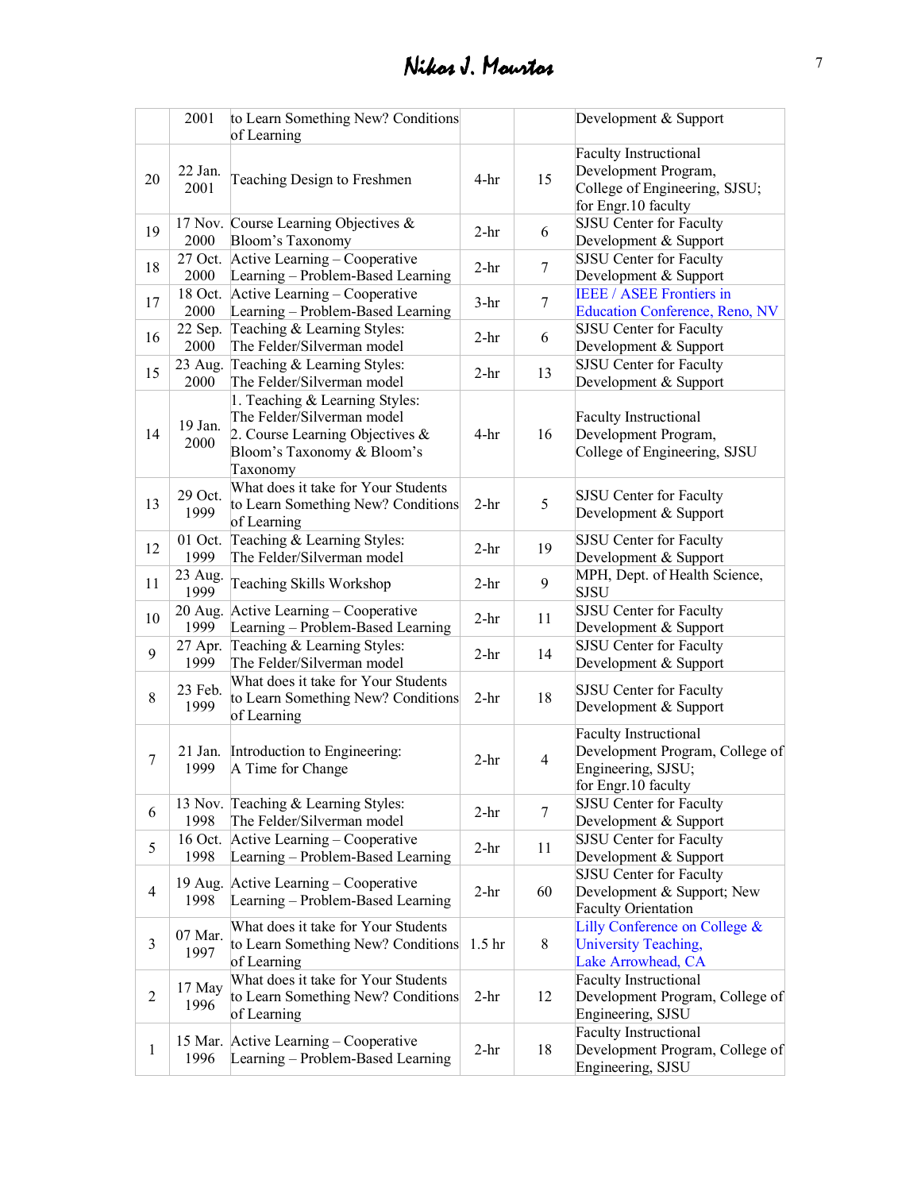|  | 2001 | to Learn Something New? Conditions of Learning |  |  | Development & Support |
|---|---|---|---|---|---|
| 20 | 22 Jan. 2001 | Teaching Design to Freshmen | 4-hr | 15 | Faculty Instructional Development Program, College of Engineering, SJSU; for Engr.10 faculty |
| 19 | 17 Nov. 2000 | Course Learning Objectives & Bloom's Taxonomy | 2-hr | 6 | SJSU Center for Faculty Development & Support |
| 18 | 27 Oct. 2000 | Active Learning – Cooperative Learning – Problem-Based Learning | 2-hr | 7 | SJSU Center for Faculty Development & Support |
| 17 | 18 Oct. 2000 | Active Learning – Cooperative Learning – Problem-Based Learning | 3-hr | 7 | IEEE / ASEE Frontiers in Education Conference, Reno, NV |
| 16 | 22 Sep. 2000 | Teaching & Learning Styles: The Felder/Silverman model | 2-hr | 6 | SJSU Center for Faculty Development & Support |
| 15 | 23 Aug. 2000 | Teaching & Learning Styles: The Felder/Silverman model | 2-hr | 13 | SJSU Center for Faculty Development & Support |
| 14 | 19 Jan. 2000 | 1. Teaching & Learning Styles: The Felder/Silverman model 2. Course Learning Objectives & Bloom's Taxonomy & Bloom's Taxonomy | 4-hr | 16 | Faculty Instructional Development Program, College of Engineering, SJSU |
| 13 | 29 Oct. 1999 | What does it take for Your Students to Learn Something New? Conditions of Learning | 2-hr | 5 | SJSU Center for Faculty Development & Support |
| 12 | 01 Oct. 1999 | Teaching & Learning Styles: The Felder/Silverman model | 2-hr | 19 | SJSU Center for Faculty Development & Support |
| 11 | 23 Aug. 1999 | Teaching Skills Workshop | 2-hr | 9 | MPH, Dept. of Health Science, SJSU |
| 10 | 20 Aug. 1999 | Active Learning – Cooperative Learning – Problem-Based Learning | 2-hr | 11 | SJSU Center for Faculty Development & Support |
| 9 | 27 Apr. 1999 | Teaching & Learning Styles: The Felder/Silverman model | 2-hr | 14 | SJSU Center for Faculty Development & Support |
| 8 | 23 Feb. 1999 | What does it take for Your Students to Learn Something New? Conditions of Learning | 2-hr | 18 | SJSU Center for Faculty Development & Support |
| 7 | 21 Jan. 1999 | Introduction to Engineering: A Time for Change | 2-hr | 4 | Faculty Instructional Development Program, College of Engineering, SJSU; for Engr.10 faculty |
| 6 | 13 Nov. 1998 | Teaching & Learning Styles: The Felder/Silverman model | 2-hr | 7 | SJSU Center for Faculty Development & Support |
| 5 | 16 Oct. 1998 | Active Learning – Cooperative Learning – Problem-Based Learning | 2-hr | 11 | SJSU Center for Faculty Development & Support |
| 4 | 19 Aug. 1998 | Active Learning – Cooperative Learning – Problem-Based Learning | 2-hr | 60 | SJSU Center for Faculty Development & Support; New Faculty Orientation |
| 3 | 07 Mar. 1997 | What does it take for Your Students to Learn Something New? Conditions of Learning | 1.5 hr | 8 | Lilly Conference on College & University Teaching, Lake Arrowhead, CA |
| 2 | 17 May 1996 | What does it take for Your Students to Learn Something New? Conditions of Learning | 2-hr | 12 | Faculty Instructional Development Program, College of Engineering, SJSU |
| 1 | 15 Mar. 1996 | Active Learning – Cooperative Learning – Problem-Based Learning | 2-hr | 18 | Faculty Instructional Development Program, College of Engineering, SJSU |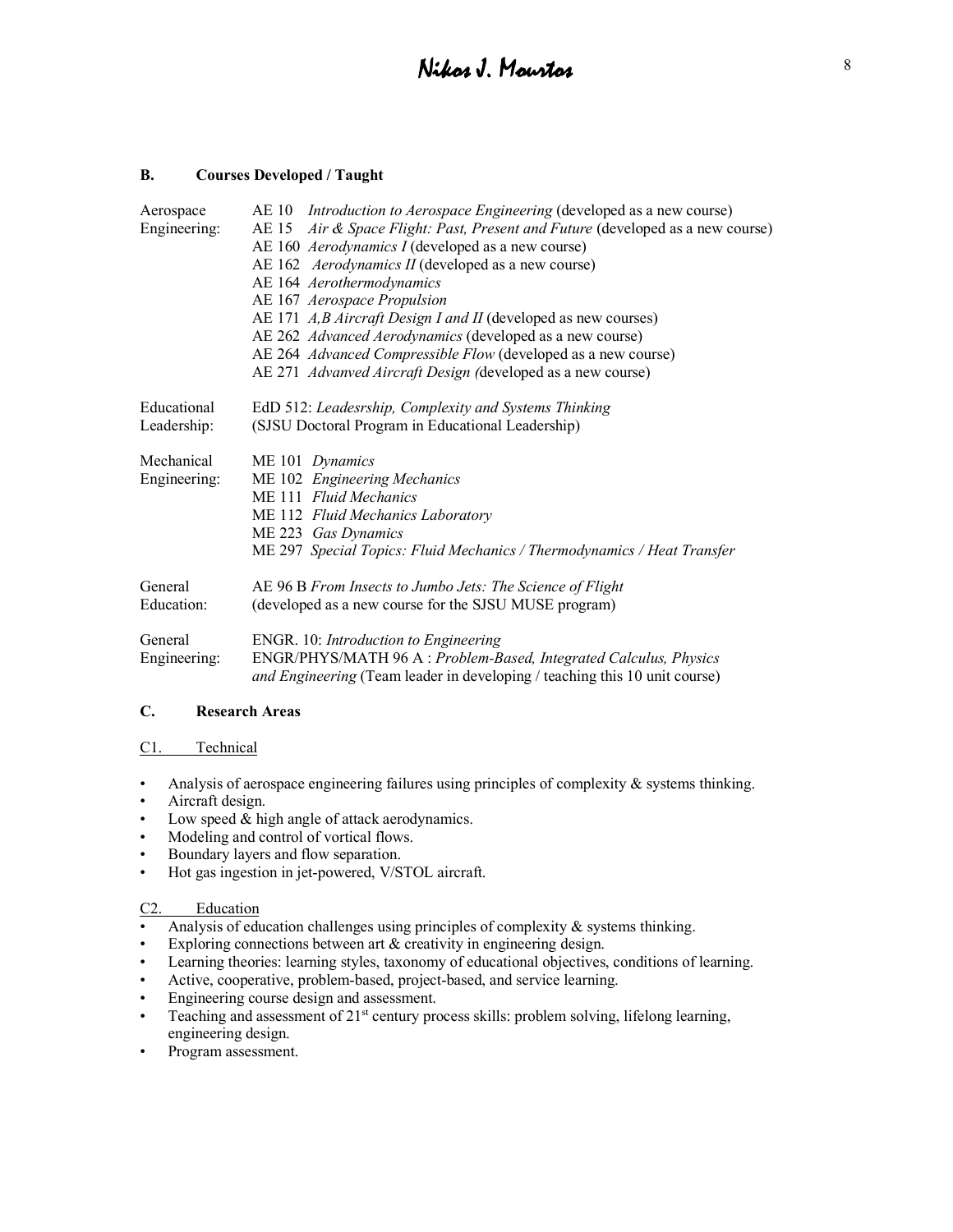### B. Courses Developed / Taught

| | |
|---|---|
| Aerospace Engineering: | AE 10 *Introduction to Aerospace Engineering* (developed as a new course)<br>AE 15 *Air & Space Flight: Past, Present and Future* (developed as a new course)<br>AE 160 *Aerodynamics I* (developed as a new course)<br>AE 162 *Aerodynamics II* (developed as a new course)<br>AE 164 *Aerothermodynamics*<br>AE 167 *Aerospace Propulsion*<br>AE 171 *A,B Aircraft Design I and II* (developed as new courses)<br>AE 262 *Advanced Aerodynamics* (developed as a new course)<br>AE 264 *Advanced Compressible Flow* (developed as a new course)<br>AE 271 *Advanved Aircraft Design (*developed as a new course) |
| Educational Leadership: | EdD 512: *Leadesrship, Complexity and Systems Thinking*<br>(SJSU Doctoral Program in Educational Leadership) |
| Mechanical Engineering: | ME 101 *Dynamics*<br>ME 102 *Engineering Mechanics*<br>ME 111 *Fluid Mechanics*<br>ME 112 *Fluid Mechanics Laboratory*<br>ME 223 *Gas Dynamics*<br>ME 297 *Special Topics: Fluid Mechanics / Thermodynamics / Heat Transfer* |
| General Education: | AE 96 B *From Insects to Jumbo Jets: The Science of Flight*<br>(developed as a new course for the SJSU MUSE program) |
| General Engineering: | ENGR. 10: *Introduction to Engineering*<br>ENGR/PHYS/MATH 96 A : *Problem-Based, Integrated Calculus, Physics and Engineering* (Team leader in developing / teaching this 10 unit course) |

### C. Research Areas

#### C1. Technical

- Analysis of aerospace engineering failures using principles of complexity & systems thinking.
- Aircraft design.
- Low speed & high angle of attack aerodynamics.
- Modeling and control of vortical flows.
- Boundary layers and flow separation.
- Hot gas ingestion in jet-powered, V/STOL aircraft.

#### C2. Education

- Analysis of education challenges using principles of complexity & systems thinking.
- Exploring connections between art & creativity in engineering design.
- Learning theories: learning styles, taxonomy of educational objectives, conditions of learning.
- Active, cooperative, problem-based, project-based, and service learning.
- Engineering course design and assessment.
- Teaching and assessment of 21st century process skills: problem solving, lifelong learning, engineering design.
- Program assessment.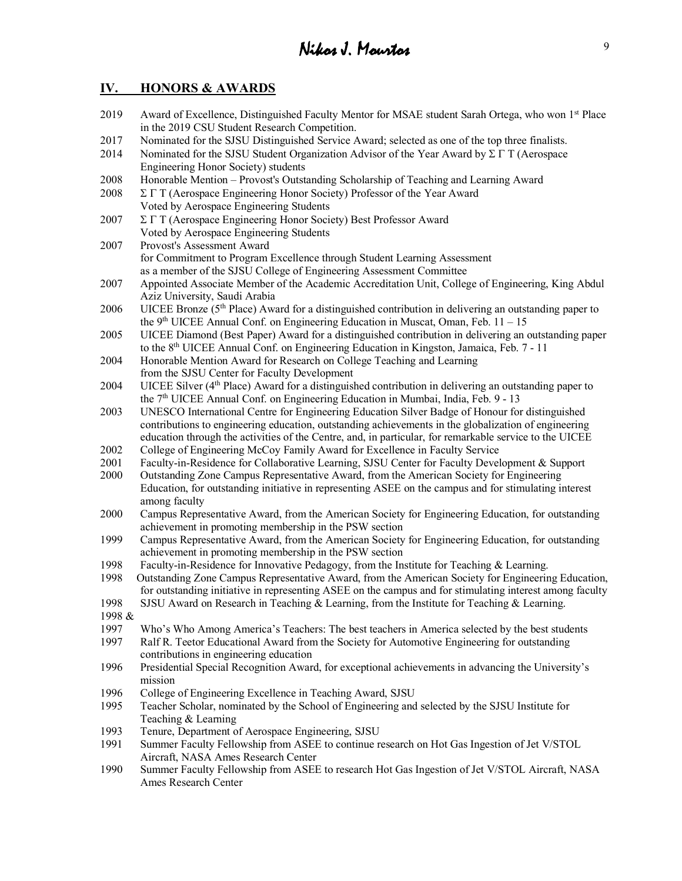## IV. HONORS & AWARDS

- 2019 Award of Excellence, Distinguished Faculty Mentor for MSAE student Sarah Ortega, who won 1st Place in the 2019 CSU Student Research Competition.
- 2017 Nominated for the SJSU Distinguished Service Award; selected as one of the top three finalists.
- 2014 Nominated for the SJSU Student Organization Advisor of the Year Award by Σ Γ Τ (Aerospace Engineering Honor Society) students
- 2008 Honorable Mention – Provost's Outstanding Scholarship of Teaching and Learning Award
- 2008 Σ Γ Τ (Aerospace Engineering Honor Society) Professor of the Year Award
  Voted by Aerospace Engineering Students
- 2007 Σ Γ Τ (Aerospace Engineering Honor Society) Best Professor Award
  Voted by Aerospace Engineering Students
- 2007 Provost's Assessment Award
  for Commitment to Program Excellence through Student Learning Assessment
  as a member of the SJSU College of Engineering Assessment Committee
- 2007 Appointed Associate Member of the Academic Accreditation Unit, College of Engineering, King Abdul Aziz University, Saudi Arabia
- 2006 UICEE Bronze (5th Place) Award for a distinguished contribution in delivering an outstanding paper to the 9th UICEE Annual Conf. on Engineering Education in Muscat, Oman, Feb. 11 – 15
- 2005 UICEE Diamond (Best Paper) Award for a distinguished contribution in delivering an outstanding paper to the 8th UICEE Annual Conf. on Engineering Education in Kingston, Jamaica, Feb. 7 - 11
- 2004 Honorable Mention Award for Research on College Teaching and Learning
  from the SJSU Center for Faculty Development
- 2004 UICEE Silver (4th Place) Award for a distinguished contribution in delivering an outstanding paper to the 7th UICEE Annual Conf. on Engineering Education in Mumbai, India, Feb. 9 - 13
- 2003 UNESCO International Centre for Engineering Education Silver Badge of Honour for distinguished contributions to engineering education, outstanding achievements in the globalization of engineering education through the activities of the Centre, and, in particular, for remarkable service to the UICEE
- 2002 College of Engineering McCoy Family Award for Excellence in Faculty Service
- 2001 Faculty-in-Residence for Collaborative Learning, SJSU Center for Faculty Development & Support
- 2000 Outstanding Zone Campus Representative Award, from the American Society for Engineering Education, for outstanding initiative in representing ASEE on the campus and for stimulating interest among faculty
- 2000 Campus Representative Award, from the American Society for Engineering Education, for outstanding achievement in promoting membership in the PSW section
- 1999 Campus Representative Award, from the American Society for Engineering Education, for outstanding achievement in promoting membership in the PSW section
- 1998 Faculty-in-Residence for Innovative Pedagogy, from the Institute for Teaching & Learning.
- 1998 Outstanding Zone Campus Representative Award, from the American Society for Engineering Education, for outstanding initiative in representing ASEE on the campus and for stimulating interest among faculty
- 1998 SJSU Award on Research in Teaching & Learning, from the Institute for Teaching & Learning.
- 1998 & 1997 Who's Who Among America's Teachers: The best teachers in America selected by the best students
- 1997 Ralf R. Teetor Educational Award from the Society for Automotive Engineering for outstanding contributions in engineering education
- 1996 Presidential Special Recognition Award, for exceptional achievements in advancing the University's mission
- 1996 College of Engineering Excellence in Teaching Award, SJSU
- 1995 Teacher Scholar, nominated by the School of Engineering and selected by the SJSU Institute for Teaching & Learning
- 1993 Tenure, Department of Aerospace Engineering, SJSU
- 1991 Summer Faculty Fellowship from ASEE to continue research on Hot Gas Ingestion of Jet V/STOL Aircraft, NASA Ames Research Center
- 1990 Summer Faculty Fellowship from ASEE to research Hot Gas Ingestion of Jet V/STOL Aircraft, NASA Ames Research Center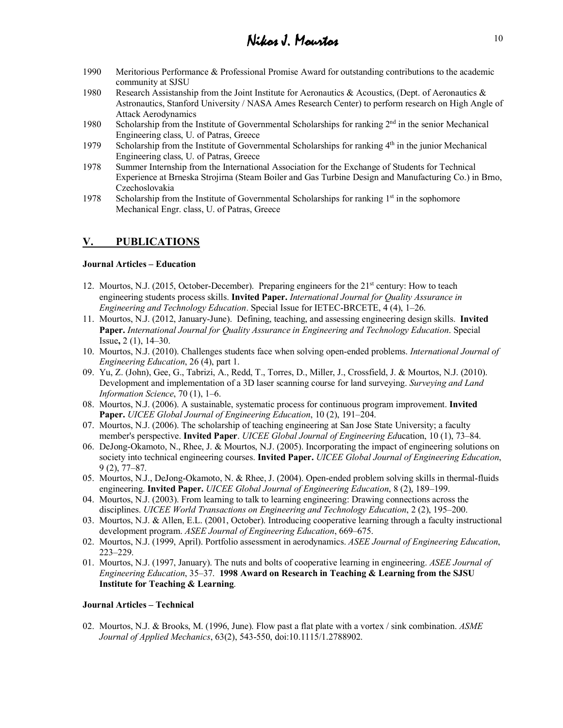1990 Meritorious Performance & Professional Promise Award for outstanding contributions to the academic community at SJSU

1980 Research Assistanship from the Joint Institute for Aeronautics & Acoustics, (Dept. of Aeronautics & Astronautics, Stanford University / NASA Ames Research Center) to perform research on High Angle of Attack Aerodynamics

1980 Scholarship from the Institute of Governmental Scholarships for ranking 2nd in the senior Mechanical Engineering class, U. of Patras, Greece

1979 Scholarship from the Institute of Governmental Scholarships for ranking 4th in the junior Mechanical Engineering class, U. of Patras, Greece

1978 Summer Internship from the International Association for the Exchange of Students for Technical Experience at Brneska Strojirna (Steam Boiler and Gas Turbine Design and Manufacturing Co.) in Brno, Czechoslovakia

1978 Scholarship from the Institute of Governmental Scholarships for ranking 1st in the sophomore Mechanical Engr. class, U. of Patras, Greece

## V. PUBLICATIONS

**Journal Articles – Education**

12. Mourtos, N.J. (2015, October-December). Preparing engineers for the 21st century: How to teach engineering students process skills. **Invited Paper.** *International Journal for Quality Assurance in Engineering and Technology Education*. Special Issue for IETEC-BRCETE, 4 (4), 1–26.
11. Mourtos, N.J. (2012, January-June). Defining, teaching, and assessing engineering design skills. **Invited Paper.** *International Journal for Quality Assurance in Engineering and Technology Education*. Special Issue**,** 2 (1), 14–30.
10. Mourtos, N.J. (2010). Challenges students face when solving open-ended problems. *International Journal of Engineering Education*, 26 (4), part 1.
09. Yu, Z. (John), Gee, G., Tabrizi, A., Redd, T., Torres, D., Miller, J., Crossfield, J. & Mourtos, N.J. (2010). Development and implementation of a 3D laser scanning course for land surveying. *Surveying and Land Information Science*, 70 (1), 1–6.
08. Mourtos, N.J. (2006). A sustainable, systematic process for continuous program improvement. **Invited Paper.** *UICEE Global Journal of Engineering Education*, 10 (2), 191–204.
07. Mourtos, N.J. (2006). The scholarship of teaching engineering at San Jose State University; a faculty member's perspective. **Invited Paper**. *UICEE Global Journal of Engineering Ed*ucation, 10 (1), 73–84.
06. DeJong-Okamoto, N., Rhee, J. & Mourtos, N.J. (2005). Incorporating the impact of engineering solutions on society into technical engineering courses. **Invited Paper.** *UICEE Global Journal of Engineering Education*, 9 (2), 77–87.
05. Mourtos, N.J., DeJong-Okamoto, N. & Rhee, J. (2004). Open-ended problem solving skills in thermal-fluids engineering. **Invited Paper.** *UICEE Global Journal of Engineering Education*, 8 (2), 189–199.
04. Mourtos, N.J. (2003). From learning to talk to learning engineering: Drawing connections across the disciplines. *UICEE World Transactions on Engineering and Technology Education*, 2 (2), 195–200.
03. Mourtos, N.J. & Allen, E.L. (2001, October). Introducing cooperative learning through a faculty instructional development program. *ASEE Journal of Engineering Education*, 669–675.
02. Mourtos, N.J. (1999, April). Portfolio assessment in aerodynamics. *ASEE Journal of Engineering Education*, 223–229.
01. Mourtos, N.J. (1997, January). The nuts and bolts of cooperative learning in engineering. *ASEE Journal of Engineering Education*, 35–37. **1998 Award on Research in Teaching & Learning from the SJSU Institute for Teaching & Learning**.

**Journal Articles – Technical**

02. Mourtos, N.J. & Brooks, M. (1996, June). Flow past a flat plate with a vortex / sink combination. *ASME Journal of Applied Mechanics*, 63(2), 543-550, doi:10.1115/1.2788902.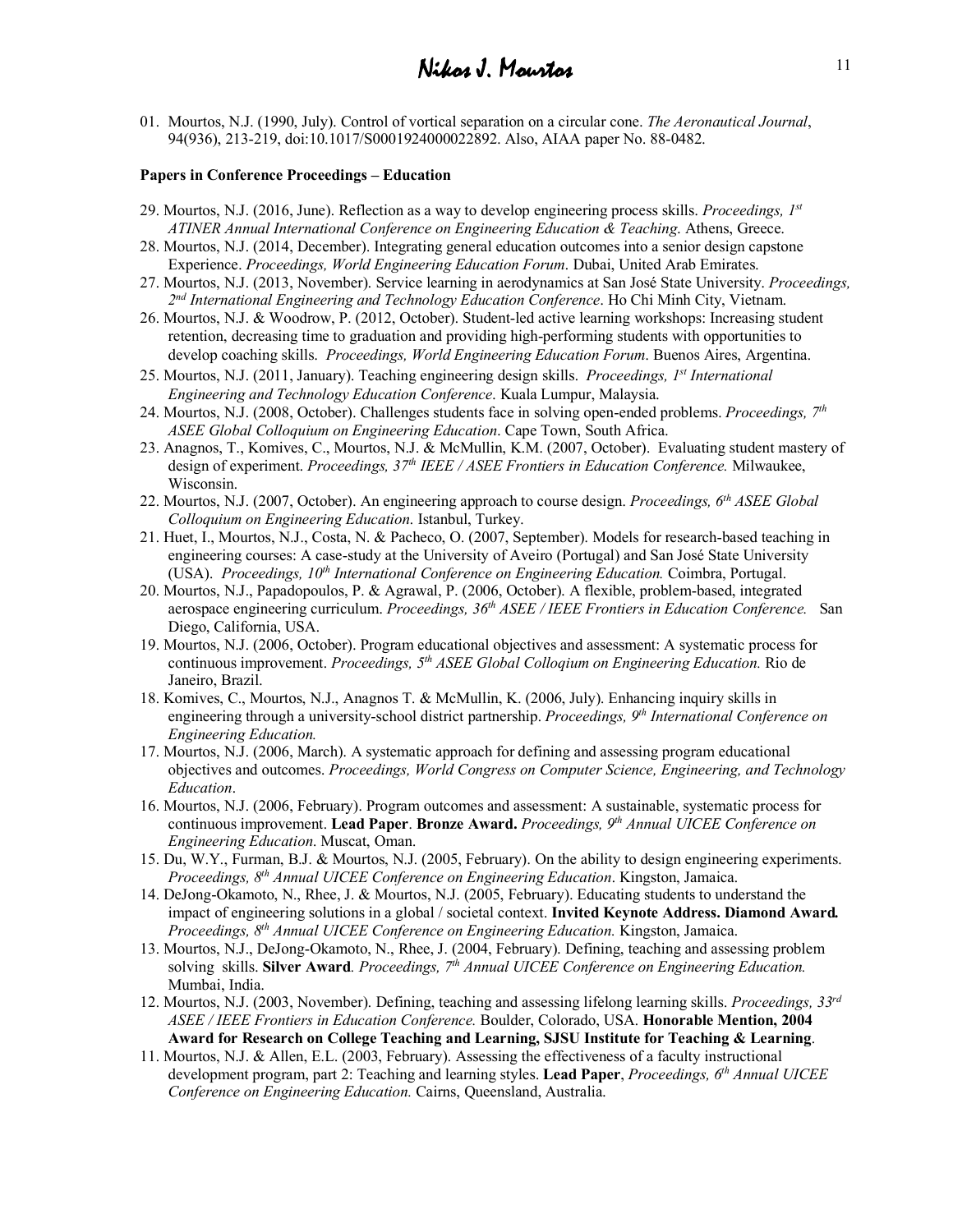01. Mourtos, N.J. (1990, July). Control of vortical separation on a circular cone. *The Aeronautical Journal*, 94(936), 213-219, doi:10.1017/S0001924000022892. Also, AIAA paper No. 88-0482.

**Papers in Conference Proceedings – Education**

29. Mourtos, N.J. (2016, June). Reflection as a way to develop engineering process skills. *Proceedings, 1st ATINER Annual International Conference on Engineering Education & Teaching*. Athens, Greece.
28. Mourtos, N.J. (2014, December). Integrating general education outcomes into a senior design capstone Experience. *Proceedings, World Engineering Education Forum*. Dubai, United Arab Emirates.
27. Mourtos, N.J. (2013, November). Service learning in aerodynamics at San José State University. *Proceedings, 2nd International Engineering and Technology Education Conference*. Ho Chi Minh City, Vietnam.
26. Mourtos, N.J. & Woodrow, P. (2012, October). Student-led active learning workshops: Increasing student retention, decreasing time to graduation and providing high-performing students with opportunities to develop coaching skills. *Proceedings, World Engineering Education Forum*. Buenos Aires, Argentina.
25. Mourtos, N.J. (2011, January). Teaching engineering design skills. *Proceedings, 1st International Engineering and Technology Education Conference*. Kuala Lumpur, Malaysia.
24. Mourtos, N.J. (2008, October). Challenges students face in solving open-ended problems. *Proceedings, 7th ASEE Global Colloquium on Engineering Education*. Cape Town, South Africa.
23. Anagnos, T., Komives, C., Mourtos, N.J. & McMullin, K.M. (2007, October). Evaluating student mastery of design of experiment. *Proceedings, 37th IEEE / ASEE Frontiers in Education Conference.* Milwaukee, Wisconsin.
22. Mourtos, N.J. (2007, October). An engineering approach to course design. *Proceedings, 6th ASEE Global Colloquium on Engineering Education*. Istanbul, Turkey.
21. Huet, I., Mourtos, N.J., Costa, N. & Pacheco, O. (2007, September). Models for research-based teaching in engineering courses: A case-study at the University of Aveiro (Portugal) and San José State University (USA). *Proceedings, 10th International Conference on Engineering Education.* Coimbra, Portugal.
20. Mourtos, N.J., Papadopoulos, P. & Agrawal, P. (2006, October). A flexible, problem-based, integrated aerospace engineering curriculum. *Proceedings, 36th ASEE / IEEE Frontiers in Education Conference.* San Diego, California, USA.
19. Mourtos, N.J. (2006, October). Program educational objectives and assessment: A systematic process for continuous improvement. *Proceedings, 5th ASEE Global Colloqium on Engineering Education.* Rio de Janeiro, Brazil.
18. Komives, C., Mourtos, N.J., Anagnos T. & McMullin, K. (2006, July). Enhancing inquiry skills in engineering through a university-school district partnership. *Proceedings, 9th International Conference on Engineering Education.*
17. Mourtos, N.J. (2006, March). A systematic approach for defining and assessing program educational objectives and outcomes. *Proceedings, World Congress on Computer Science, Engineering, and Technology Education*.
16. Mourtos, N.J. (2006, February). Program outcomes and assessment: A sustainable, systematic process for continuous improvement. **Lead Paper**. **Bronze Award.** *Proceedings, 9th Annual UICEE Conference on Engineering Education*. Muscat, Oman.
15. Du, W.Y., Furman, B.J. & Mourtos, N.J. (2005, February). On the ability to design engineering experiments. *Proceedings, 8th Annual UICEE Conference on Engineering Education*. Kingston, Jamaica.
14. DeJong-Okamoto, N., Rhee, J. & Mourtos, N.J. (2005, February). Educating students to understand the impact of engineering solutions in a global / societal context. **Invited Keynote Address. Diamond Award.** *Proceedings, 8th Annual UICEE Conference on Engineering Education.* Kingston, Jamaica.
13. Mourtos, N.J., DeJong-Okamoto, N., Rhee, J. (2004, February). Defining, teaching and assessing problem solving skills. **Silver Award**. *Proceedings, 7th Annual UICEE Conference on Engineering Education.* Mumbai, India.
12. Mourtos, N.J. (2003, November). Defining, teaching and assessing lifelong learning skills. *Proceedings, 33rd ASEE / IEEE Frontiers in Education Conference.* Boulder, Colorado, USA. **Honorable Mention, 2004 Award for Research on College Teaching and Learning, SJSU Institute for Teaching & Learning**.
11. Mourtos, N.J. & Allen, E.L. (2003, February). Assessing the effectiveness of a faculty instructional development program, part 2: Teaching and learning styles. **Lead Paper**, *Proceedings, 6th Annual UICEE Conference on Engineering Education.* Cairns, Queensland, Australia.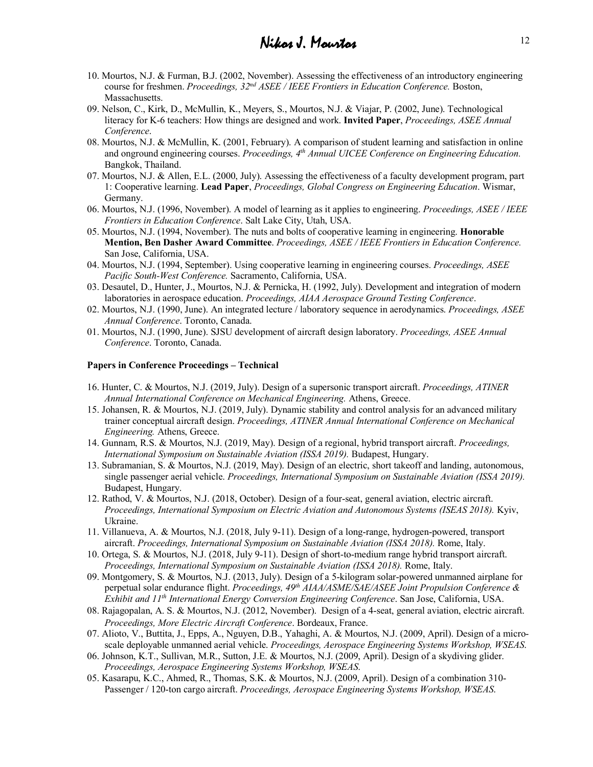10. Mourtos, N.J. & Furman, B.J. (2002, November). Assessing the effectiveness of an introductory engineering course for freshmen. *Proceedings, 32nd ASEE / IEEE Frontiers in Education Conference.* Boston, Massachusetts.
09. Nelson, C., Kirk, D., McMullin, K., Meyers, S., Mourtos, N.J. & Viajar, P. (2002, June). Technological literacy for K-6 teachers: How things are designed and work. **Invited Paper**, *Proceedings, ASEE Annual Conference*.
08. Mourtos, N.J. & McMullin, K. (2001, February). A comparison of student learning and satisfaction in online and onground engineering courses. *Proceedings, 4th Annual UICEE Conference on Engineering Education.* Bangkok, Thailand.
07. Mourtos, N.J. & Allen, E.L. (2000, July). Assessing the effectiveness of a faculty development program, part 1: Cooperative learning. **Lead Paper**, *Proceedings, Global Congress on Engineering Education*. Wismar, Germany.
06. Mourtos, N.J. (1996, November). A model of learning as it applies to engineering. *Proceedings, ASEE / IEEE Frontiers in Education Conference*. Salt Lake City, Utah, USA.
05. Mourtos, N.J. (1994, November). The nuts and bolts of cooperative learning in engineering. **Honorable Mention, Ben Dasher Award Committee**. *Proceedings, ASEE / IEEE Frontiers in Education Conference.* San Jose, California, USA.
04. Mourtos, N.J. (1994, September). Using cooperative learning in engineering courses. *Proceedings, ASEE Pacific South-West Conference.* Sacramento, California, USA.
03. Desautel, D., Hunter, J., Mourtos, N.J. & Pernicka, H. (1992, July). Development and integration of modern laboratories in aerospace education. *Proceedings, AIAA Aerospace Ground Testing Conference*.
02. Mourtos, N.J. (1990, June). An integrated lecture / laboratory sequence in aerodynamics. *Proceedings, ASEE Annual Conference*. Toronto, Canada.
01. Mourtos, N.J. (1990, June). SJSU development of aircraft design laboratory. *Proceedings, ASEE Annual Conference*. Toronto, Canada.

**Papers in Conference Proceedings – Technical**

16. Hunter, C. & Mourtos, N.J. (2019, July). Design of a supersonic transport aircraft. *Proceedings, ATINER Annual International Conference on Mechanical Engineering.* Athens, Greece.
15. Johansen, R. & Mourtos, N.J. (2019, July). Dynamic stability and control analysis for an advanced military trainer conceptual aircraft design. *Proceedings, ATINER Annual International Conference on Mechanical Engineering.* Athens, Greece.
14. Gunnam, R.S. & Mourtos, N.J. (2019, May). Design of a regional, hybrid transport aircraft. *Proceedings, International Symposium on Sustainable Aviation (ISSA 2019).* Budapest, Hungary.
13. Subramanian, S. & Mourtos, N.J. (2019, May). Design of an electric, short takeoff and landing, autonomous, single passenger aerial vehicle. *Proceedings, International Symposium on Sustainable Aviation (ISSA 2019).* Budapest, Hungary.
12. Rathod, V. & Mourtos, N.J. (2018, October). Design of a four-seat, general aviation, electric aircraft. *Proceedings, International Symposium on Electric Aviation and Autonomous Systems (ISEAS 2018).* Kyiv, Ukraine.
11. Villanueva, A. & Mourtos, N.J. (2018, July 9-11). Design of a long-range, hydrogen-powered, transport aircraft. *Proceedings, International Symposium on Sustainable Aviation (ISSA 2018).* Rome, Italy.
10. Ortega, S. & Mourtos, N.J. (2018, July 9-11). Design of short-to-medium range hybrid transport aircraft. *Proceedings, International Symposium on Sustainable Aviation (ISSA 2018).* Rome, Italy.
09. Montgomery, S. & Mourtos, N.J. (2013, July). Design of a 5-kilogram solar-powered unmanned airplane for perpetual solar endurance flight. *Proceedings, 49th AIAA/ASME/SAE/ASEE Joint Propulsion Conference & Exhibit and 11th International Energy Conversion Engineering Conference*. San Jose, California, USA.
08. Rajagopalan, A. S. & Mourtos, N.J. (2012, November). Design of a 4-seat, general aviation, electric aircraft. *Proceedings, More Electric Aircraft Conference*. Bordeaux, France.
07. Alioto, V., Buttita, J., Epps, A., Nguyen, D.B., Yahaghi, A. & Mourtos, N.J. (2009, April). Design of a micro-scale deployable unmanned aerial vehicle. *Proceedings, Aerospace Engineering Systems Workshop, WSEAS*.
06. Johnson, K.T., Sullivan, M.R., Sutton, J.E. & Mourtos, N.J. (2009, April). Design of a skydiving glider. *Proceedings, Aerospace Engineering Systems Workshop, WSEAS*.
05. Kasarapu, K.C., Ahmed, R., Thomas, S.K. & Mourtos, N.J. (2009, April). Design of a combination 310-Passenger / 120-ton cargo aircraft. *Proceedings, Aerospace Engineering Systems Workshop, WSEAS*.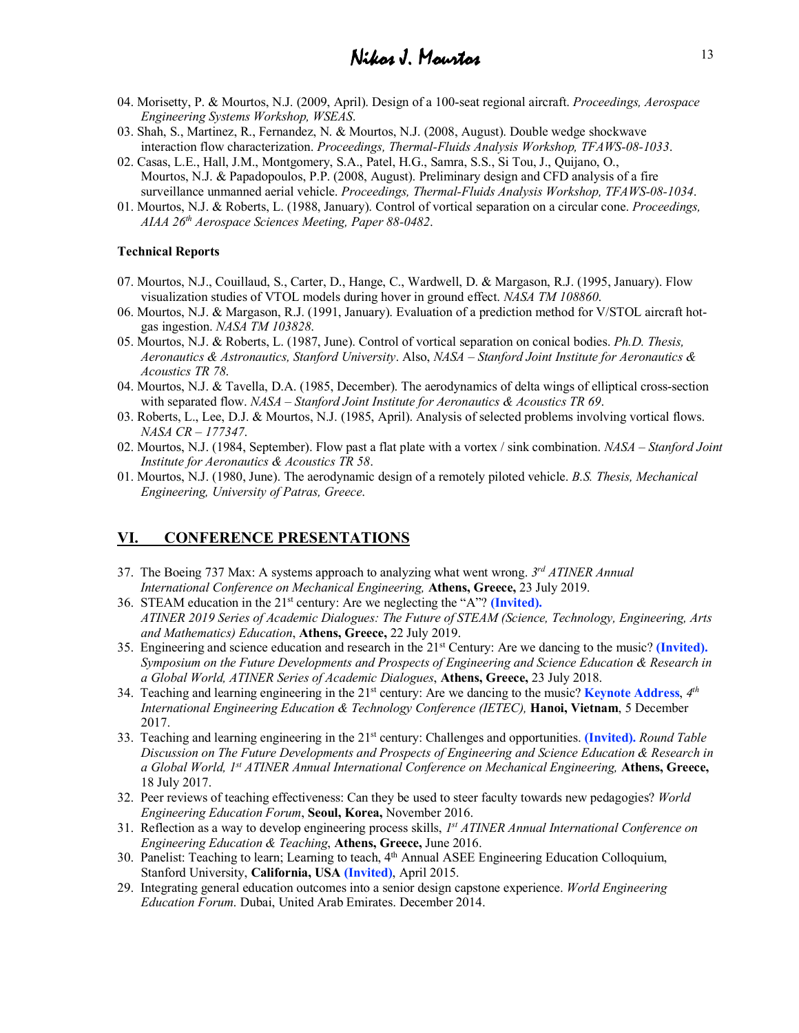04. Morisetty, P. & Mourtos, N.J. (2009, April). Design of a 100-seat regional aircraft. *Proceedings, Aerospace Engineering Systems Workshop, WSEAS.*

03. Shah, S., Martinez, R., Fernandez, N. & Mourtos, N.J. (2008, August). Double wedge shockwave interaction flow characterization. *Proceedings, Thermal-Fluids Analysis Workshop, TFAWS-08-1033*.

02. Casas, L.E., Hall, J.M., Montgomery, S.A., Patel, H.G., Samra, S.S., Si Tou, J., Quijano, O., Mourtos, N.J. & Papadopoulos, P.P. (2008, August). Preliminary design and CFD analysis of a fire surveillance unmanned aerial vehicle. *Proceedings, Thermal-Fluids Analysis Workshop, TFAWS-08-1034*.

01. Mourtos, N.J. & Roberts, L. (1988, January). Control of vortical separation on a circular cone. *Proceedings, AIAA 26th Aerospace Sciences Meeting, Paper 88-0482*.

**Technical Reports**

07. Mourtos, N.J., Couillaud, S., Carter, D., Hange, C., Wardwell, D. & Margason, R.J. (1995, January). Flow visualization studies of VTOL models during hover in ground effect. *NASA TM 108860*.

06. Mourtos, N.J. & Margason, R.J. (1991, January). Evaluation of a prediction method for V/STOL aircraft hot-gas ingestion. *NASA TM 103828*.

05. Mourtos, N.J. & Roberts, L. (1987, June). Control of vortical separation on conical bodies. *Ph.D. Thesis, Aeronautics & Astronautics, Stanford University*. Also, *NASA – Stanford Joint Institute for Aeronautics & Acoustics TR 78*.

04. Mourtos, N.J. & Tavella, D.A. (1985, December). The aerodynamics of delta wings of elliptical cross-section with separated flow. *NASA – Stanford Joint Institute for Aeronautics & Acoustics TR 69*.

03. Roberts, L., Lee, D.J. & Mourtos, N.J. (1985, April). Analysis of selected problems involving vortical flows. *NASA CR – 177347*.

02. Mourtos, N.J. (1984, September). Flow past a flat plate with a vortex / sink combination. *NASA – Stanford Joint Institute for Aeronautics & Acoustics TR 58*.

01. Mourtos, N.J. (1980, June). The aerodynamic design of a remotely piloted vehicle. *B.S. Thesis, Mechanical Engineering, University of Patras, Greece*.

## VI. CONFERENCE PRESENTATIONS

37. The Boeing 737 Max: A systems approach to analyzing what went wrong. *3rd ATINER Annual International Conference on Mechanical Engineering,* **Athens, Greece,** 23 July 2019.

36. STEAM education in the 21st century: Are we neglecting the "A"? **(Invited).** *ATINER 2019 Series of Academic Dialogues: The Future of STEAM (Science, Technology, Engineering, Arts and Mathematics) Education*, **Athens, Greece,** 22 July 2019.

35. Engineering and science education and research in the 21st Century: Are we dancing to the music? **(Invited).** *Symposium on the Future Developments and Prospects of Engineering and Science Education & Research in a Global World, ATINER Series of Academic Dialogues*, **Athens, Greece,** 23 July 2018.

34. Teaching and learning engineering in the 21st century: Are we dancing to the music? **Keynote Address**, *4th International Engineering Education & Technology Conference (IETEC),* **Hanoi, Vietnam**, 5 December 2017.

33. Teaching and learning engineering in the 21st century: Challenges and opportunities. **(Invited).** *Round Table Discussion on The Future Developments and Prospects of Engineering and Science Education & Research in a Global World, 1st ATINER Annual International Conference on Mechanical Engineering,* **Athens, Greece,** 18 July 2017.

32. Peer reviews of teaching effectiveness: Can they be used to steer faculty towards new pedagogies? *World Engineering Education Forum*, **Seoul, Korea,** November 2016.

31. Reflection as a way to develop engineering process skills, *1st ATINER Annual International Conference on Engineering Education & Teaching*, **Athens, Greece,** June 2016.

30. Panelist: Teaching to learn; Learning to teach, 4th Annual ASEE Engineering Education Colloquium, Stanford University, **California, USA (Invited)**, April 2015.

29. Integrating general education outcomes into a senior design capstone experience. *World Engineering Education Forum*. Dubai, United Arab Emirates. December 2014.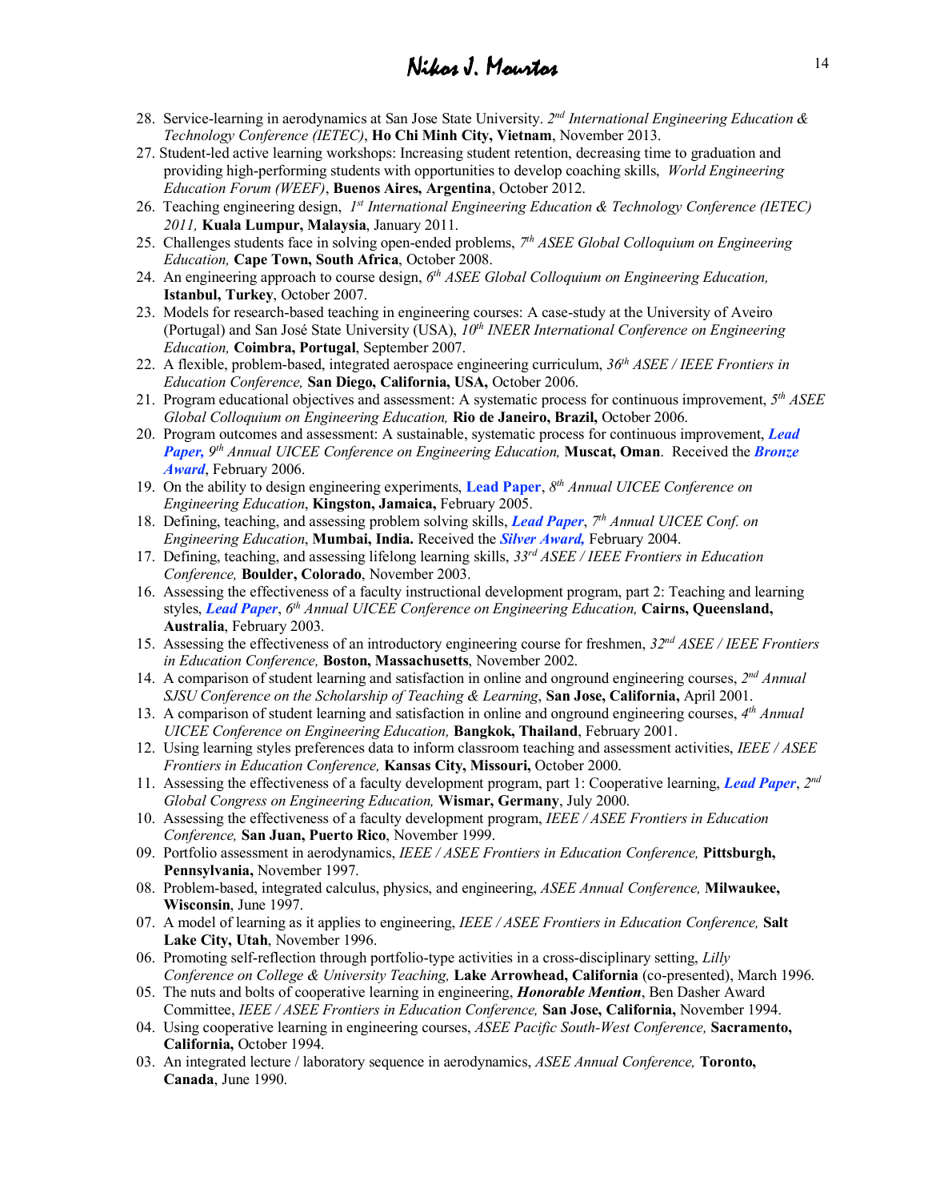28. Service-learning in aerodynamics at San Jose State University. *2nd International Engineering Education & Technology Conference (IETEC)*, **Ho Chi Minh City, Vietnam**, November 2013.
27. Student-led active learning workshops: Increasing student retention, decreasing time to graduation and providing high-performing students with opportunities to develop coaching skills, *World Engineering Education Forum (WEEF)*, **Buenos Aires, Argentina**, October 2012.
26. Teaching engineering design, *1st International Engineering Education & Technology Conference (IETEC) 2011,* **Kuala Lumpur, Malaysia**, January 2011.
25. Challenges students face in solving open-ended problems, *7th ASEE Global Colloquium on Engineering Education,* **Cape Town, South Africa**, October 2008.
24. An engineering approach to course design, *6th ASEE Global Colloquium on Engineering Education,* **Istanbul, Turkey**, October 2007.
23. Models for research-based teaching in engineering courses: A case-study at the University of Aveiro (Portugal) and San José State University (USA), *10th INEER International Conference on Engineering Education,* **Coimbra, Portugal**, September 2007.
22. A flexible, problem-based, integrated aerospace engineering curriculum, *36th ASEE / IEEE Frontiers in Education Conference,* **San Diego, California, USA,** October 2006.
21. Program educational objectives and assessment: A systematic process for continuous improvement, *5th ASEE Global Colloquium on Engineering Education,* **Rio de Janeiro, Brazil,** October 2006.
20. Program outcomes and assessment: A sustainable, systematic process for continuous improvement, ***Lead Paper,*** *9th Annual UICEE Conference on Engineering Education,* **Muscat, Oman**. Received the ***Bronze Award***, February 2006.
19. On the ability to design engineering experiments, **Lead Paper**, *8th Annual UICEE Conference on Engineering Education*, **Kingston, Jamaica,** February 2005.
18. Defining, teaching, and assessing problem solving skills, ***Lead Paper***, *7th Annual UICEE Conf. on Engineering Education*, **Mumbai, India.** Received the ***Silver Award,*** February 2004.
17. Defining, teaching, and assessing lifelong learning skills, *33rd ASEE / IEEE Frontiers in Education Conference,* **Boulder, Colorado**, November 2003.
16. Assessing the effectiveness of a faculty instructional development program, part 2: Teaching and learning styles, ***Lead Paper***, *6th Annual UICEE Conference on Engineering Education,* **Cairns, Queensland, Australia**, February 2003.
15. Assessing the effectiveness of an introductory engineering course for freshmen, *32nd ASEE / IEEE Frontiers in Education Conference,* **Boston, Massachusetts**, November 2002.
14. A comparison of student learning and satisfaction in online and onground engineering courses, *2nd Annual SJSU Conference on the Scholarship of Teaching & Learning*, **San Jose, California,** April 2001.
13. A comparison of student learning and satisfaction in online and onground engineering courses, *4th Annual UICEE Conference on Engineering Education,* **Bangkok, Thailand**, February 2001.
12. Using learning styles preferences data to inform classroom teaching and assessment activities, *IEEE / ASEE Frontiers in Education Conference,* **Kansas City, Missouri,** October 2000.
11. Assessing the effectiveness of a faculty development program, part 1: Cooperative learning, ***Lead Paper***, *2nd Global Congress on Engineering Education,* **Wismar, Germany**, July 2000.
10. Assessing the effectiveness of a faculty development program, *IEEE / ASEE Frontiers in Education Conference,* **San Juan, Puerto Rico**, November 1999.
09. Portfolio assessment in aerodynamics, *IEEE / ASEE Frontiers in Education Conference,* **Pittsburgh, Pennsylvania,** November 1997.
08. Problem-based, integrated calculus, physics, and engineering, *ASEE Annual Conference,* **Milwaukee, Wisconsin**, June 1997.
07. A model of learning as it applies to engineering, *IEEE / ASEE Frontiers in Education Conference,* **Salt Lake City, Utah**, November 1996.
06. Promoting self-reflection through portfolio-type activities in a cross-disciplinary setting, *Lilly Conference on College & University Teaching,* **Lake Arrowhead, California** (co-presented), March 1996.
05. The nuts and bolts of cooperative learning in engineering, ***Honorable Mention***, Ben Dasher Award Committee, *IEEE / ASEE Frontiers in Education Conference,* **San Jose, California,** November 1994.
04. Using cooperative learning in engineering courses, *ASEE Pacific South-West Conference,* **Sacramento, California,** October 1994.
03. An integrated lecture / laboratory sequence in aerodynamics, *ASEE Annual Conference,* **Toronto, Canada**, June 1990.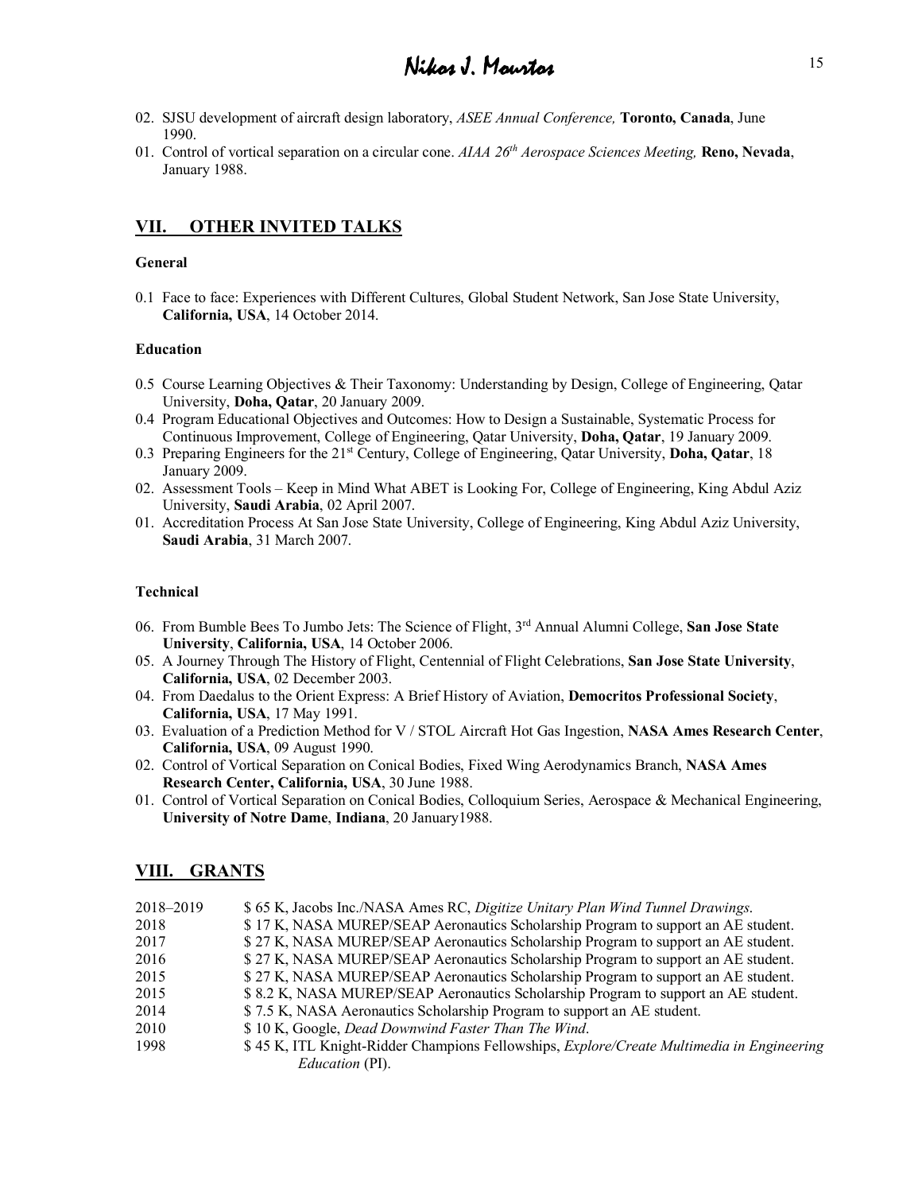02. SJSU development of aircraft design laboratory, *ASEE Annual Conference,* **Toronto, Canada**, June 1990.
01. Control of vortical separation on a circular cone. *AIAA 26th Aerospace Sciences Meeting,* **Reno, Nevada**, January 1988.

## VII. OTHER INVITED TALKS

### General

0.1 Face to face: Experiences with Different Cultures, Global Student Network, San Jose State University, **California, USA**, 14 October 2014.

### Education

0.5 Course Learning Objectives & Their Taxonomy: Understanding by Design, College of Engineering, Qatar University, **Doha, Qatar**, 20 January 2009.
0.4 Program Educational Objectives and Outcomes: How to Design a Sustainable, Systematic Process for Continuous Improvement, College of Engineering, Qatar University, **Doha, Qatar**, 19 January 2009.
0.3 Preparing Engineers for the 21st Century, College of Engineering, Qatar University, **Doha, Qatar**, 18 January 2009.
02. Assessment Tools – Keep in Mind What ABET is Looking For, College of Engineering, King Abdul Aziz University, **Saudi Arabia**, 02 April 2007.
01. Accreditation Process At San Jose State University, College of Engineering, King Abdul Aziz University, **Saudi Arabia**, 31 March 2007.

### Technical

06. From Bumble Bees To Jumbo Jets: The Science of Flight, 3rd Annual Alumni College, **San Jose State University**, **California, USA**, 14 October 2006.
05. A Journey Through The History of Flight, Centennial of Flight Celebrations, **San Jose State University**, **California, USA**, 02 December 2003.
04. From Daedalus to the Orient Express: A Brief History of Aviation, **Democritos Professional Society**, **California, USA**, 17 May 1991.
03. Evaluation of a Prediction Method for V / STOL Aircraft Hot Gas Ingestion, **NASA Ames Research Center**, **California, USA**, 09 August 1990.
02. Control of Vortical Separation on Conical Bodies, Fixed Wing Aerodynamics Branch, **NASA Ames Research Center, California, USA**, 30 June 1988.
01. Control of Vortical Separation on Conical Bodies, Colloquium Series, Aerospace & Mechanical Engineering, **University of Notre Dame**, **Indiana**, 20 January1988.

## VIII. GRANTS

| | |
|---|---|
| 2018–2019 | $ 65 K, Jacobs Inc./NASA Ames RC, *Digitize Unitary Plan Wind Tunnel Drawings.* |
| 2018 | $ 17 K, NASA MUREP/SEAP Aeronautics Scholarship Program to support an AE student. |
| 2017 | $ 27 K, NASA MUREP/SEAP Aeronautics Scholarship Program to support an AE student. |
| 2016 | $ 27 K, NASA MUREP/SEAP Aeronautics Scholarship Program to support an AE student. |
| 2015 | $ 27 K, NASA MUREP/SEAP Aeronautics Scholarship Program to support an AE student. |
| 2015 | $ 8.2 K, NASA MUREP/SEAP Aeronautics Scholarship Program to support an AE student. |
| 2014 | $ 7.5 K, NASA Aeronautics Scholarship Program to support an AE student. |
| 2010 | $ 10 K, Google, *Dead Downwind Faster Than The Wind*. |
| 1998 | $ 45 K, ITL Knight-Ridder Champions Fellowships, *Explore/Create Multimedia in Engineering Education* (PI). |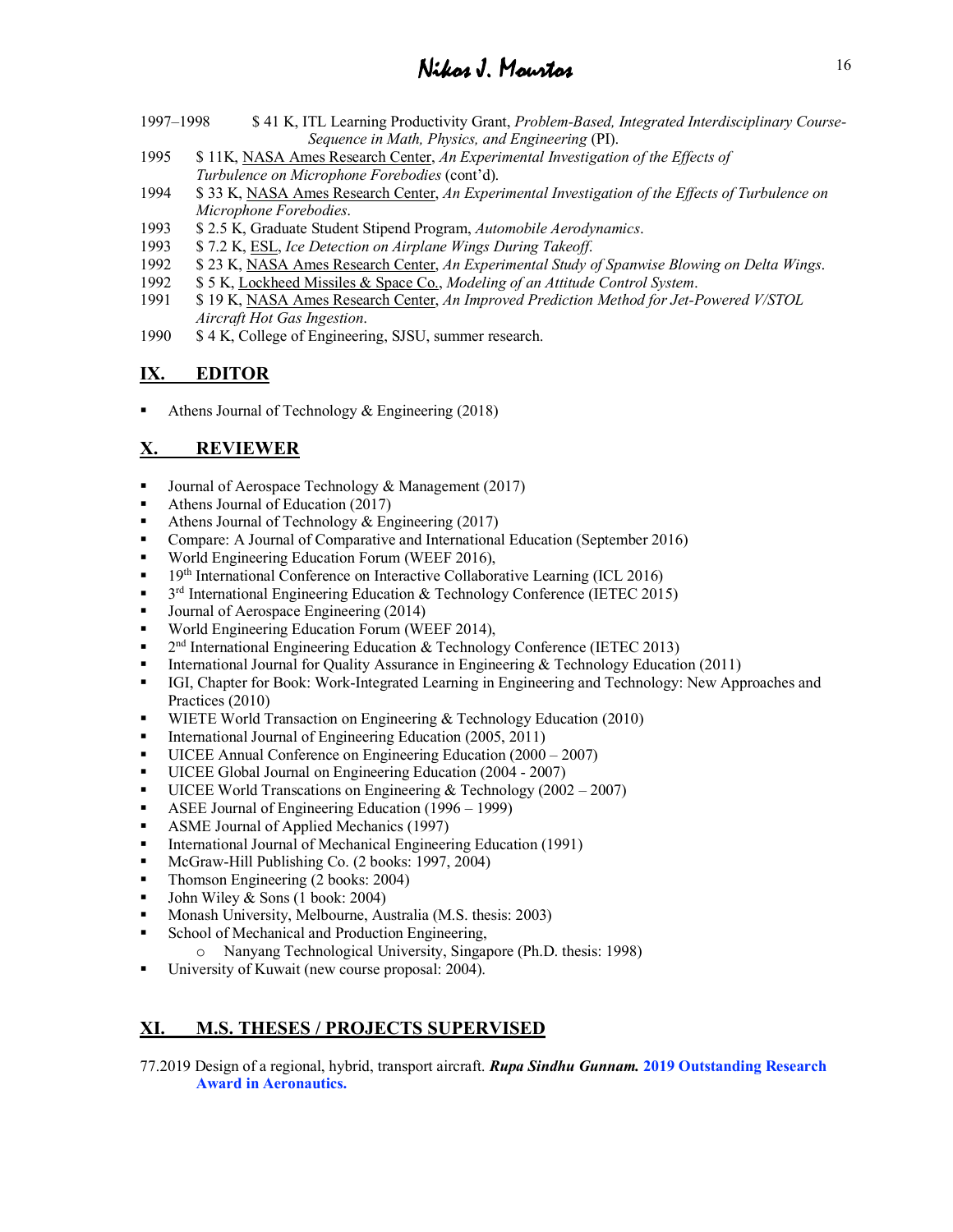1997–1998 $ 41 K, ITL Learning Productivity Grant, *Problem-Based, Integrated Interdisciplinary Course-Sequence in Math, Physics, and Engineering* (PI).

1995 $ 11K, NASA Ames Research Center, *An Experimental Investigation of the Effects of Turbulence on Microphone Forebodies* (cont'd).

1994 $ 33 K, NASA Ames Research Center, *An Experimental Investigation of the Effects of Turbulence on Microphone Forebodies*.

1993 $ 2.5 K, Graduate Student Stipend Program, *Automobile Aerodynamics*.

1993 $ 7.2 K, ESL, *Ice Detection on Airplane Wings During Takeoff*.

1992 $ 23 K, NASA Ames Research Center, *An Experimental Study of Spanwise Blowing on Delta Wings*.

1992 $ 5 K, Lockheed Missiles & Space Co., *Modeling of an Attitude Control System*.

1991 $ 19 K, NASA Ames Research Center, *An Improved Prediction Method for Jet-Powered V/STOL Aircraft Hot Gas Ingestion*.

1990 $ 4 K, College of Engineering, SJSU, summer research.

## IX. EDITOR

- Athens Journal of Technology & Engineering (2018)

## X. REVIEWER

- Journal of Aerospace Technology & Management (2017)
- Athens Journal of Education (2017)
- Athens Journal of Technology & Engineering (2017)
- Compare: A Journal of Comparative and International Education (September 2016)
- World Engineering Education Forum (WEEF 2016),
- 19th International Conference on Interactive Collaborative Learning (ICL 2016)
- 3rd International Engineering Education & Technology Conference (IETEC 2015)
- Journal of Aerospace Engineering (2014)
- World Engineering Education Forum (WEEF 2014),
- 2nd International Engineering Education & Technology Conference (IETEC 2013)
- International Journal for Quality Assurance in Engineering & Technology Education (2011)
- IGI, Chapter for Book: Work-Integrated Learning in Engineering and Technology: New Approaches and Practices (2010)
- WIETE World Transaction on Engineering & Technology Education (2010)
- International Journal of Engineering Education (2005, 2011)
- UICEE Annual Conference on Engineering Education (2000 – 2007)
- UICEE Global Journal on Engineering Education (2004 - 2007)
- UICEE World Transcations on Engineering & Technology (2002 – 2007)
- ASEE Journal of Engineering Education (1996 – 1999)
- ASME Journal of Applied Mechanics (1997)
- International Journal of Mechanical Engineering Education (1991)
- McGraw-Hill Publishing Co. (2 books: 1997, 2004)
- Thomson Engineering (2 books: 2004)
- John Wiley & Sons (1 book: 2004)
- Monash University, Melbourne, Australia (M.S. thesis: 2003)
- School of Mechanical and Production Engineering,
  - Nanyang Technological University, Singapore (Ph.D. thesis: 1998)
- University of Kuwait (new course proposal: 2004).

## XI. M.S. THESES / PROJECTS SUPERVISED

77.2019 Design of a regional, hybrid, transport aircraft. ***Rupa Sindhu Gunnam.*** **2019 Outstanding Research Award in Aeronautics.**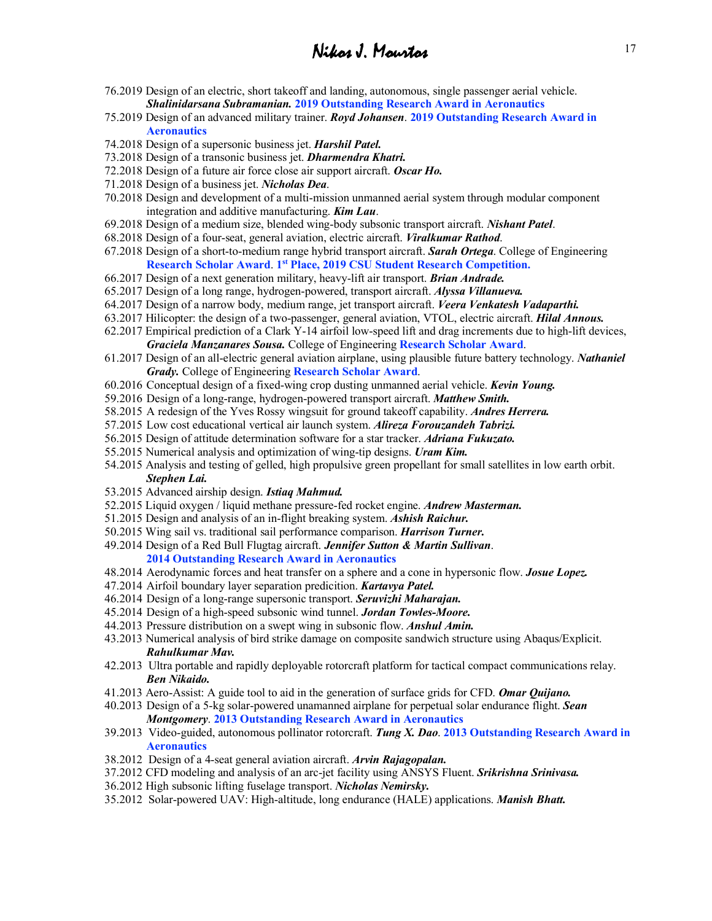76.2019 Design of an electric, short takeoff and landing, autonomous, single passenger aerial vehicle. ***Shalinidarsana Subramanian.*** **2019 Outstanding Research Award in Aeronautics**

75.2019 Design of an advanced military trainer. ***Royd Johansen***. **2019 Outstanding Research Award in Aeronautics**

74.2018 Design of a supersonic business jet. ***Harshil Patel.***

73.2018 Design of a transonic business jet. ***Dharmendra Khatri.***

72.2018 Design of a future air force close air support aircraft. ***Oscar Ho.***

71.2018 Design of a business jet. ***Nicholas Dea***.

70.2018 Design and development of a multi-mission unmanned aerial system through modular component integration and additive manufacturing. ***Kim Lau***.

69.2018 Design of a medium size, blended wing-body subsonic transport aircraft. ***Nishant Patel***.

68.2018 Design of a four-seat, general aviation, electric aircraft. ***Viralkumar Rathod***.

67.2018 Design of a short-to-medium range hybrid transport aircraft. ***Sarah Ortega***. College of Engineering **Research Scholar Award**. **1st Place, 2019 CSU Student Research Competition.**

66.2017 Design of a next generation military, heavy-lift air transport. ***Brian Andrade.***

65.2017 Design of a long range, hydrogen-powered, transport aircraft. ***Alyssa Villanueva.***

64.2017 Design of a narrow body, medium range, jet transport aircraft. ***Veera Venkatesh Vadaparthi.***

63.2017 Hilicopter: the design of a two-passenger, general aviation, VTOL, electric aircraft. ***Hilal Annous.***

62.2017 Empirical prediction of a Clark Y-14 airfoil low-speed lift and drag increments due to high-lift devices, ***Graciela Manzanares Sousa.*** College of Engineering **Research Scholar Award**.

61.2017 Design of an all-electric general aviation airplane, using plausible future battery technology. ***Nathaniel Grady.*** College of Engineering **Research Scholar Award**.

60.2016 Conceptual design of a fixed-wing crop dusting unmanned aerial vehicle. ***Kevin Young.***

59.2016 Design of a long-range, hydrogen-powered transport aircraft. ***Matthew Smith.***

58.2015 A redesign of the Yves Rossy wingsuit for ground takeoff capability. ***Andres Herrera.***

57.2015 Low cost educational vertical air launch system. ***Alireza Forouzandeh Tabrizi.***

56.2015 Design of attitude determination software for a star tracker. ***Adriana Fukuzato.***

55.2015 Numerical analysis and optimization of wing-tip designs. ***Uram Kim.***

54.2015 Analysis and testing of gelled, high propulsive green propellant for small satellites in low earth orbit. ***Stephen Lai.***

53.2015 Advanced airship design. ***Istiaq Mahmud.***

52.2015 Liquid oxygen / liquid methane pressure-fed rocket engine. ***Andrew Masterman.***

51.2015 Design and analysis of an in-flight breaking system. ***Ashish Raichur.***

50.2015 Wing sail vs. traditional sail performance comparison. ***Harrison Turner.***

49.2014 Design of a Red Bull Flugtag aircraft. ***Jennifer Sutton & Martin Sullivan***. **2014 Outstanding Research Award in Aeronautics**

48.2014 Aerodynamic forces and heat transfer on a sphere and a cone in hypersonic flow. ***Josue Lopez.***

47.2014 Airfoil boundary layer separation predicition. ***Kartavya Patel.***

46.2014 Design of a long-range supersonic transport. ***Seruvizhi Maharajan.***

45.2014 Design of a high-speed subsonic wind tunnel. ***Jordan Towles-Moore.***

44.2013 Pressure distribution on a swept wing in subsonic flow. ***Anshul Amin.***

43.2013 Numerical analysis of bird strike damage on composite sandwich structure using Abaqus/Explicit. ***Rahulkumar Mav.***

42.2013 Ultra portable and rapidly deployable rotorcraft platform for tactical compact communications relay. ***Ben Nikaido.***

41.2013 Aero-Assist: A guide tool to aid in the generation of surface grids for CFD. ***Omar Quijano.***

40.2013 Design of a 5-kg solar-powered unamanned airplane for perpetual solar endurance flight. ***Sean Montgomery***. **2013 Outstanding Research Award in Aeronautics**

39.2013 Video-guided, autonomous pollinator rotorcraft. ***Tung X. Dao***. **2013 Outstanding Research Award in Aeronautics**

38.2012 Design of a 4-seat general aviation aircraft. ***Arvin Rajagopalan.***

37.2012 CFD modeling and analysis of an arc-jet facility using ANSYS Fluent. ***Srikrishna Srinivasa.***

36.2012 High subsonic lifting fuselage transport. ***Nicholas Nemirsky.***

35.2012 Solar-powered UAV: High-altitude, long endurance (HALE) applications. ***Manish Bhatt.***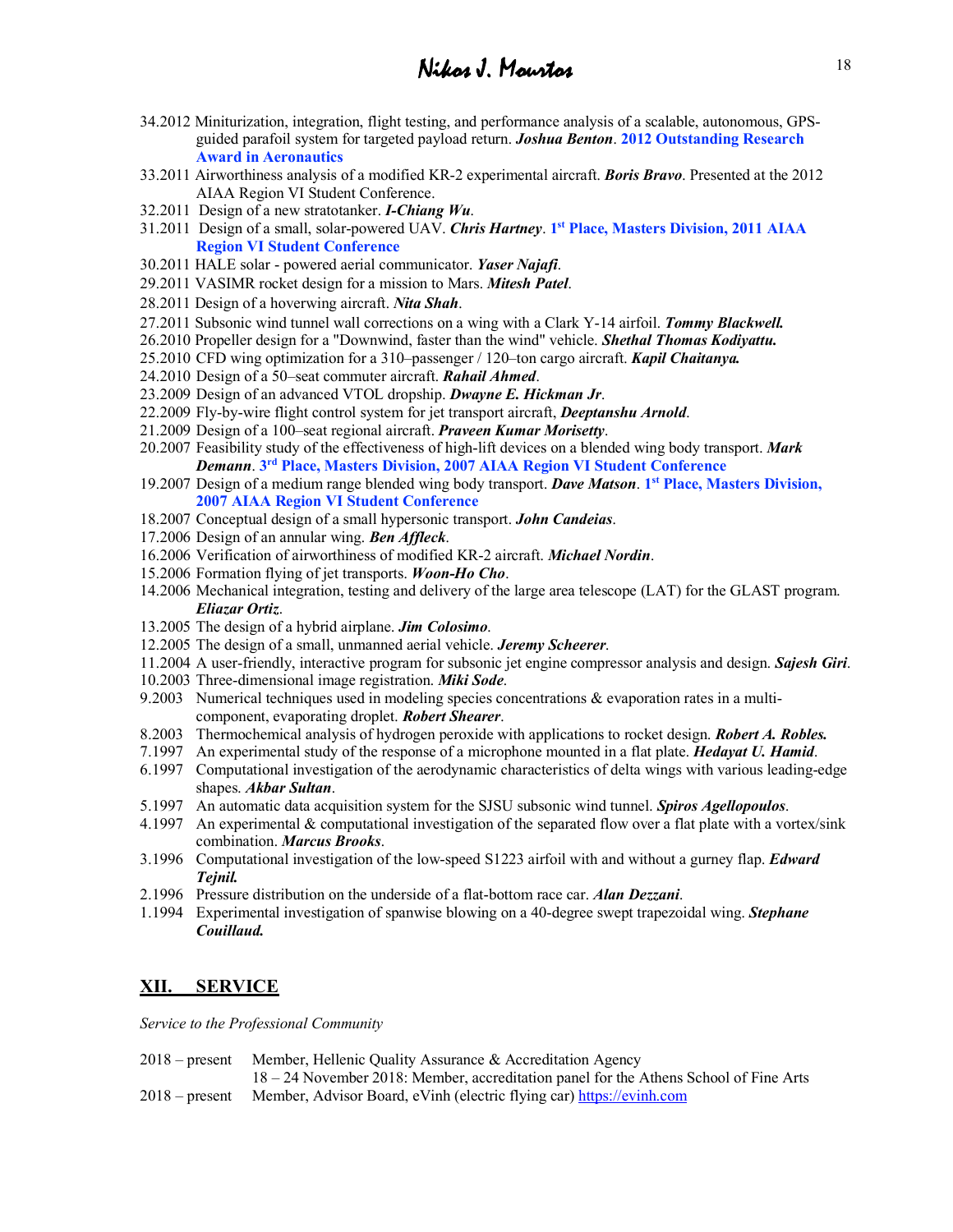34.2012 Miniturization, integration, flight testing, and performance analysis of a scalable, autonomous, GPS-guided parafoil system for targeted payload return. ***Joshua Benton***. **2012 Outstanding Research Award in Aeronautics**

33.2011 Airworthiness analysis of a modified KR-2 experimental aircraft. ***Boris Bravo***. Presented at the 2012 AIAA Region VI Student Conference.

32.2011 Design of a new stratotanker. ***I-Chiang Wu***.

31.2011 Design of a small, solar-powered UAV. ***Chris Hartney***. **1st Place, Masters Division, 2011 AIAA Region VI Student Conference**

30.2011 HALE solar - powered aerial communicator. ***Yaser Najafi***.

29.2011 VASIMR rocket design for a mission to Mars. ***Mitesh Patel***.

28.2011 Design of a hoverwing aircraft. ***Nita Shah***.

27.2011 Subsonic wind tunnel wall corrections on a wing with a Clark Y-14 airfoil. ***Tommy Blackwell.***

26.2010 Propeller design for a "Downwind, faster than the wind" vehicle. ***Shethal Thomas Kodiyattu.***

25.2010 CFD wing optimization for a 310–passenger / 120–ton cargo aircraft. ***Kapil Chaitanya.***

24.2010 Design of a 50–seat commuter aircraft. ***Rahail Ahmed***.

23.2009 Design of an advanced VTOL dropship. ***Dwayne E. Hickman Jr***.

22.2009 Fly-by-wire flight control system for jet transport aircraft, ***Deeptanshu Arnold***.

21.2009 Design of a 100–seat regional aircraft. ***Praveen Kumar Morisetty***.

20.2007 Feasibility study of the effectiveness of high-lift devices on a blended wing body transport. ***Mark Demann***. **3rd Place, Masters Division, 2007 AIAA Region VI Student Conference**

19.2007 Design of a medium range blended wing body transport. ***Dave Matson***. **1st Place, Masters Division, 2007 AIAA Region VI Student Conference**

18.2007 Conceptual design of a small hypersonic transport. ***John Candeias***.

17.2006 Design of an annular wing. ***Ben Affleck***.

16.2006 Verification of airworthiness of modified KR-2 aircraft. ***Michael Nordin***.

15.2006 Formation flying of jet transports. ***Woon-Ho Cho***.

14.2006 Mechanical integration, testing and delivery of the large area telescope (LAT) for the GLAST program. ***Eliazar Ortiz***.

13.2005 The design of a hybrid airplane. ***Jim Colosimo***.

12.2005 The design of a small, unmanned aerial vehicle. ***Jeremy Scheerer***.

11.2004 A user-friendly, interactive program for subsonic jet engine compressor analysis and design. ***Sajesh Giri***.

10.2003 Three-dimensional image registration. ***Miki Sode***.

9.2003 Numerical techniques used in modeling species concentrations & evaporation rates in a multi-component, evaporating droplet. ***Robert Shearer***.

8.2003 Thermochemical analysis of hydrogen peroxide with applications to rocket design. ***Robert A. Robles.***

7.1997 An experimental study of the response of a microphone mounted in a flat plate. ***Hedayat U. Hamid***.

6.1997 Computational investigation of the aerodynamic characteristics of delta wings with various leading-edge shapes. ***Akbar Sultan***.

5.1997 An automatic data acquisition system for the SJSU subsonic wind tunnel. ***Spiros Agellopoulos***.

4.1997 An experimental & computational investigation of the separated flow over a flat plate with a vortex/sink combination. ***Marcus Brooks***.

3.1996 Computational investigation of the low-speed S1223 airfoil with and without a gurney flap. ***Edward Tejnil.***

2.1996 Pressure distribution on the underside of a flat-bottom race car. ***Alan Dezzani***.

1.1994 Experimental investigation of spanwise blowing on a 40-degree swept trapezoidal wing. ***Stephane Couillaud.***

## XII. SERVICE

*Service to the Professional Community*

2018 – present Member, Hellenic Quality Assurance & Accreditation Agency
18 – 24 November 2018: Member, accreditation panel for the Athens School of Fine Arts

2018 – present Member, Advisor Board, eVinh (electric flying car) https://evinh.com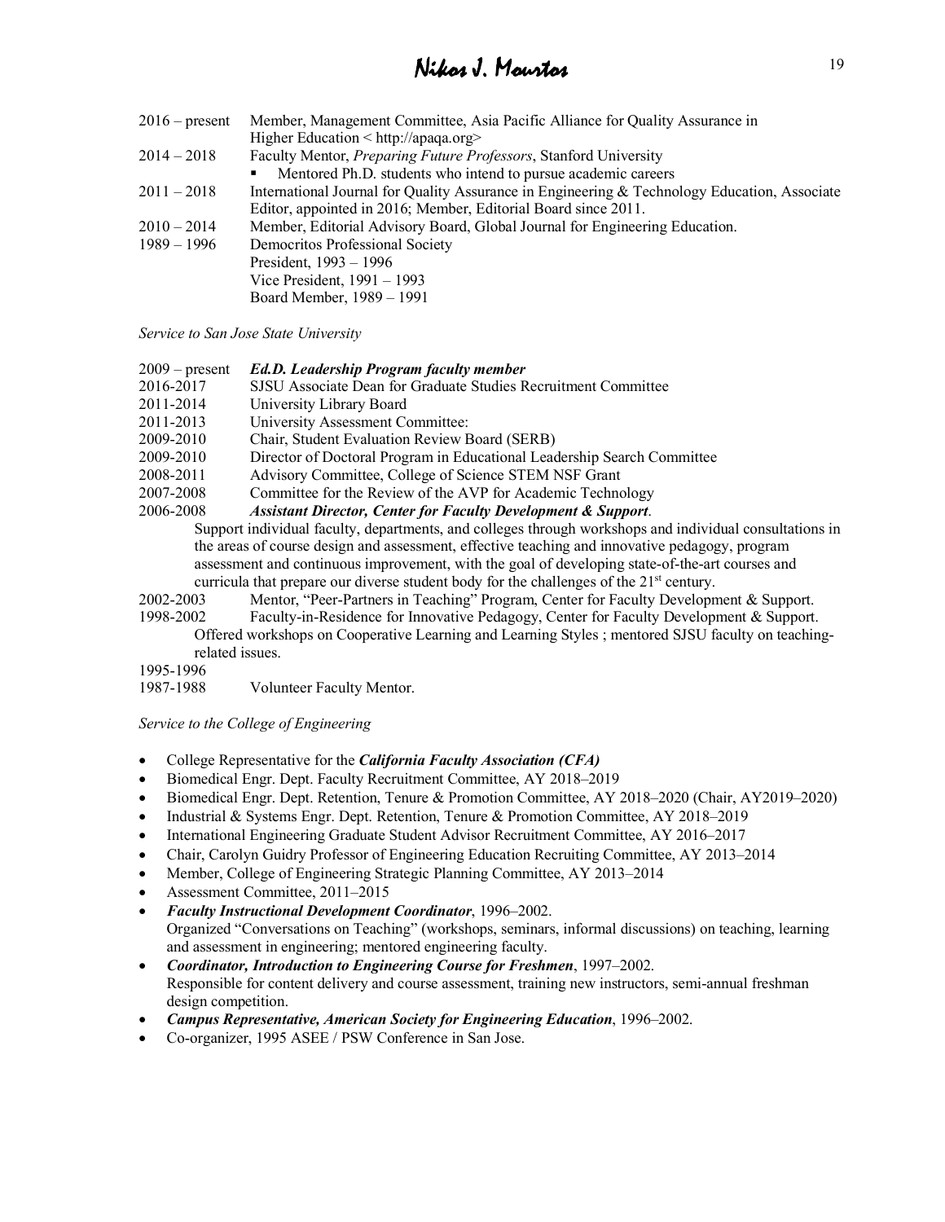2016 – present  Member, Management Committee, Asia Pacific Alliance for Quality Assurance in Higher Education < http://apaqa.org>

2014 – 2018  Faculty Mentor, *Preparing Future Professors*, Stanford University

- Mentored Ph.D. students who intend to pursue academic careers

2011 – 2018  International Journal for Quality Assurance in Engineering & Technology Education, Associate Editor, appointed in 2016; Member, Editorial Board since 2011.

2010 – 2014  Member, Editorial Advisory Board, Global Journal for Engineering Education.

1989 – 1996  Democritos Professional Society
President, 1993 – 1996
Vice President, 1991 – 1993
Board Member, 1989 – 1991

*Service to San Jose State University*

2009 – present  ***Ed.D. Leadership Program faculty member***

2016-2017  SJSU Associate Dean for Graduate Studies Recruitment Committee

2011-2014  University Library Board

2011-2013  University Assessment Committee:

2009-2010  Chair, Student Evaluation Review Board (SERB)

2009-2010  Director of Doctoral Program in Educational Leadership Search Committee

2008-2011  Advisory Committee, College of Science STEM NSF Grant

2007-2008  Committee for the Review of the AVP for Academic Technology

2006-2008  ***Assistant Director, Center for Faculty Development & Support***.
Support individual faculty, departments, and colleges through workshops and individual consultations in the areas of course design and assessment, effective teaching and innovative pedagogy, program assessment and continuous improvement, with the goal of developing state-of-the-art courses and curricula that prepare our diverse student body for the challenges of the 21st century.

2002-2003  Mentor, "Peer-Partners in Teaching" Program, Center for Faculty Development & Support.

1998-2002  Faculty-in-Residence for Innovative Pedagogy, Center for Faculty Development & Support.
Offered workshops on Cooperative Learning and Learning Styles ; mentored SJSU faculty on teaching-related issues.

1995-1996
1987-1988  Volunteer Faculty Mentor.

*Service to the College of Engineering*

- College Representative for the ***California Faculty Association (CFA)***
- Biomedical Engr. Dept. Faculty Recruitment Committee, AY 2018–2019
- Biomedical Engr. Dept. Retention, Tenure & Promotion Committee, AY 2018–2020 (Chair, AY2019–2020)
- Industrial & Systems Engr. Dept. Retention, Tenure & Promotion Committee, AY 2018–2019
- International Engineering Graduate Student Advisor Recruitment Committee, AY 2016–2017
- Chair, Carolyn Guidry Professor of Engineering Education Recruiting Committee, AY 2013–2014
- Member, College of Engineering Strategic Planning Committee, AY 2013–2014
- Assessment Committee, 2011–2015
- ***Faculty Instructional Development Coordinator***, 1996–2002.
  Organized "Conversations on Teaching" (workshops, seminars, informal discussions) on teaching, learning and assessment in engineering; mentored engineering faculty.
- ***Coordinator, Introduction to Engineering Course for Freshmen***, 1997–2002.
  Responsible for content delivery and course assessment, training new instructors, semi-annual freshman design competition.
- ***Campus Representative, American Society for Engineering Education***, 1996–2002.
- Co-organizer, 1995 ASEE / PSW Conference in San Jose.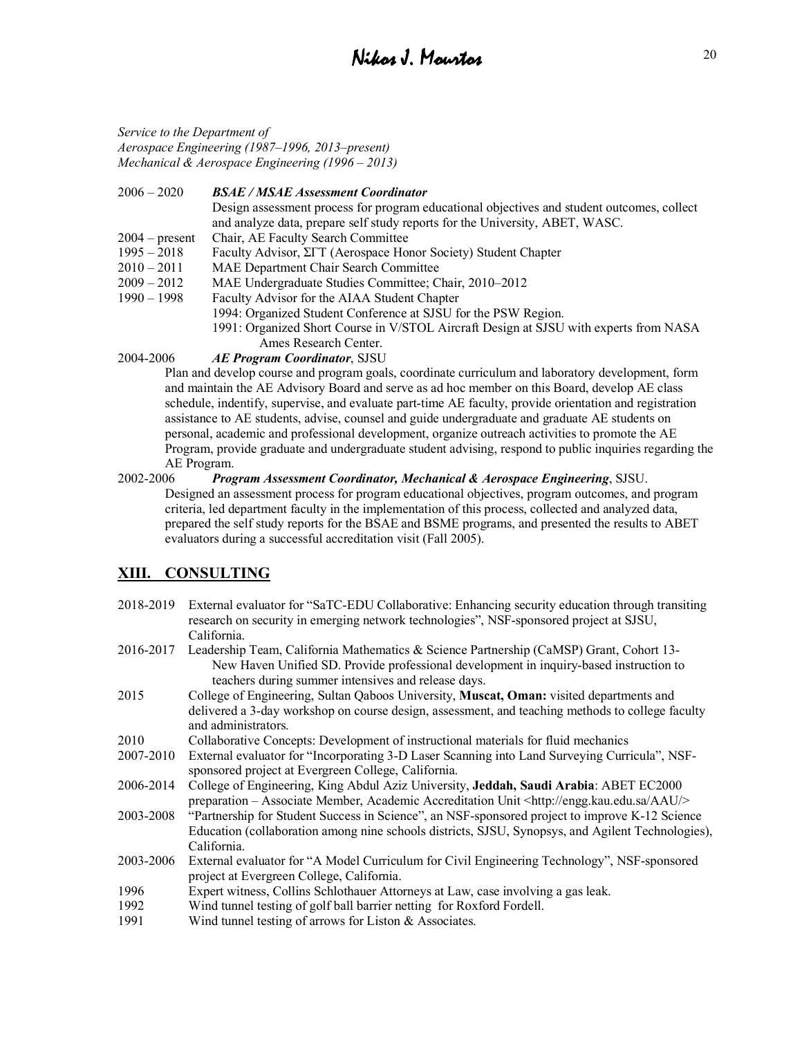*Service to the Department of*
*Aerospace Engineering (1987–1996, 2013–present)*
*Mechanical & Aerospace Engineering (1996 – 2013)*

2006 – 2020 ***BSAE / MSAE Assessment Coordinator***
Design assessment process for program educational objectives and student outcomes, collect and analyze data, prepare self study reports for the University, ABET, WASC.

2004 – present Chair, AE Faculty Search Committee

1995 – 2018 Faculty Advisor, ΣΓΤ (Aerospace Honor Society) Student Chapter

2010 – 2011 MAE Department Chair Search Committee

2009 – 2012 MAE Undergraduate Studies Committee; Chair, 2010–2012

1990 – 1998 Faculty Advisor for the AIAA Student Chapter
1994: Organized Student Conference at SJSU for the PSW Region.
1991: Organized Short Course in V/STOL Aircraft Design at SJSU with experts from NASA Ames Research Center.

2004-2006 ***AE Program Coordinator***, SJSU
Plan and develop course and program goals, coordinate curriculum and laboratory development, form and maintain the AE Advisory Board and serve as ad hoc member on this Board, develop AE class schedule, indentify, supervise, and evaluate part-time AE faculty, provide orientation and registration assistance to AE students, advise, counsel and guide undergraduate and graduate AE students on personal, academic and professional development, organize outreach activities to promote the AE Program, provide graduate and undergraduate student advising, respond to public inquiries regarding the AE Program.

2002-2006 ***Program Assessment Coordinator, Mechanical & Aerospace Engineering***, SJSU.
Designed an assessment process for program educational objectives, program outcomes, and program criteria, led department faculty in the implementation of this process, collected and analyzed data, prepared the self study reports for the BSAE and BSME programs, and presented the results to ABET evaluators during a successful accreditation visit (Fall 2005).

## XIII. CONSULTING

2018-2019 External evaluator for "SaTC-EDU Collaborative: Enhancing security education through transiting research on security in emerging network technologies", NSF-sponsored project at SJSU, California.

2016-2017 Leadership Team, California Mathematics & Science Partnership (CaMSP) Grant, Cohort 13- New Haven Unified SD. Provide professional development in inquiry-based instruction to teachers during summer intensives and release days.

2015 College of Engineering, Sultan Qaboos University, **Muscat, Oman:** visited departments and delivered a 3-day workshop on course design, assessment, and teaching methods to college faculty and administrators.

2010 Collaborative Concepts: Development of instructional materials for fluid mechanics

2007-2010 External evaluator for "Incorporating 3-D Laser Scanning into Land Surveying Curricula", NSF-sponsored project at Evergreen College, California.

2006-2014 College of Engineering, King Abdul Aziz University, **Jeddah, Saudi Arabia**: ABET EC2000 preparation – Associate Member, Academic Accreditation Unit <http://engg.kau.edu.sa/AAU/>

2003-2008 "Partnership for Student Success in Science", an NSF-sponsored project to improve K-12 Science Education (collaboration among nine schools districts, SJSU, Synopsys, and Agilent Technologies), California.

2003-2006 External evaluator for "A Model Curriculum for Civil Engineering Technology", NSF-sponsored project at Evergreen College, California.

1996 Expert witness, Collins Schlothauer Attorneys at Law, case involving a gas leak.

1992 Wind tunnel testing of golf ball barrier netting for Roxford Fordell.

1991 Wind tunnel testing of arrows for Liston & Associates.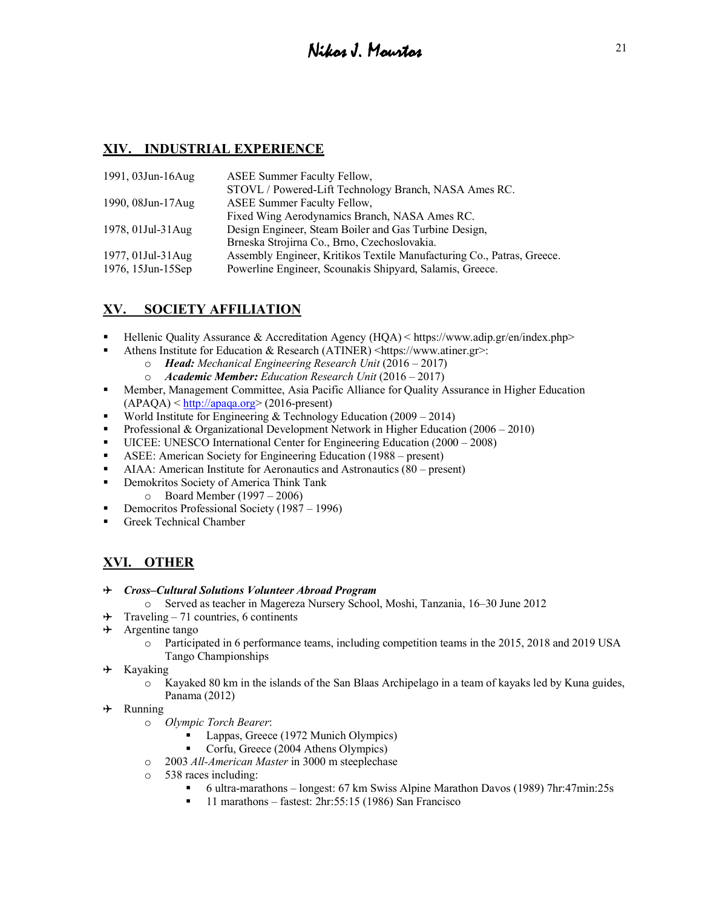## XIV. INDUSTRIAL EXPERIENCE

| | |
|---|---|
| 1991, 03Jun-16Aug | ASEE Summer Faculty Fellow, STOVL / Powered-Lift Technology Branch, NASA Ames RC. |
| 1990, 08Jun-17Aug | ASEE Summer Faculty Fellow, Fixed Wing Aerodynamics Branch, NASA Ames RC. |
| 1978, 01Jul-31Aug | Design Engineer, Steam Boiler and Gas Turbine Design, Brneska Strojirna Co., Brno, Czechoslovakia. |
| 1977, 01Jul-31Aug | Assembly Engineer, Kritikos Textile Manufacturing Co., Patras, Greece. |
| 1976, 15Jun-15Sep | Powerline Engineer, Scounakis Shipyard, Salamis, Greece. |

## XV. SOCIETY AFFILIATION

- Hellenic Quality Assurance & Accreditation Agency (HQA) < https://www.adip.gr/en/index.php>
- Athens Institute for Education & Research (ATINER) <https://www.atiner.gr>:
  - ***Head:*** *Mechanical Engineering Research Unit* (2016 – 2017)
  - ***Academic Member:*** *Education Research Unit* (2016 – 2017)
- Member, Management Committee, Asia Pacific Alliance for Quality Assurance in Higher Education (APAQA) < http://apaqa.org> (2016-present)
- World Institute for Engineering & Technology Education (2009 – 2014)
- Professional & Organizational Development Network in Higher Education (2006 – 2010)
- UICEE: UNESCO International Center for Engineering Education (2000 – 2008)
- ASEE: American Society for Engineering Education (1988 – present)
- AIAA: American Institute for Aeronautics and Astronautics (80 – present)
- Demokritos Society of America Think Tank
  - Board Member (1997 – 2006)
- Democritos Professional Society (1987 – 1996)
- Greek Technical Chamber

## XVI. OTHER

- ***Cross–Cultural Solutions Volunteer Abroad Program***
  - Served as teacher in Magereza Nursery School, Moshi, Tanzania, 16–30 June 2012
- Traveling – 71 countries, 6 continents
- Argentine tango
  - Participated in 6 performance teams, including competition teams in the 2015, 2018 and 2019 USA Tango Championships
- Kayaking
  - Kayaked 80 km in the islands of the San Blaas Archipelago in a team of kayaks led by Kuna guides, Panama (2012)
- Running
  - *Olympic Torch Bearer*:
    - Lappas, Greece (1972 Munich Olympics)
    - Corfu, Greece (2004 Athens Olympics)
  - 2003 *All-American Master* in 3000 m steeplechase
  - 538 races including:
    - 6 ultra-marathons – longest: 67 km Swiss Alpine Marathon Davos (1989) 7hr:47min:25s
    - 11 marathons – fastest: 2hr:55:15 (1986) San Francisco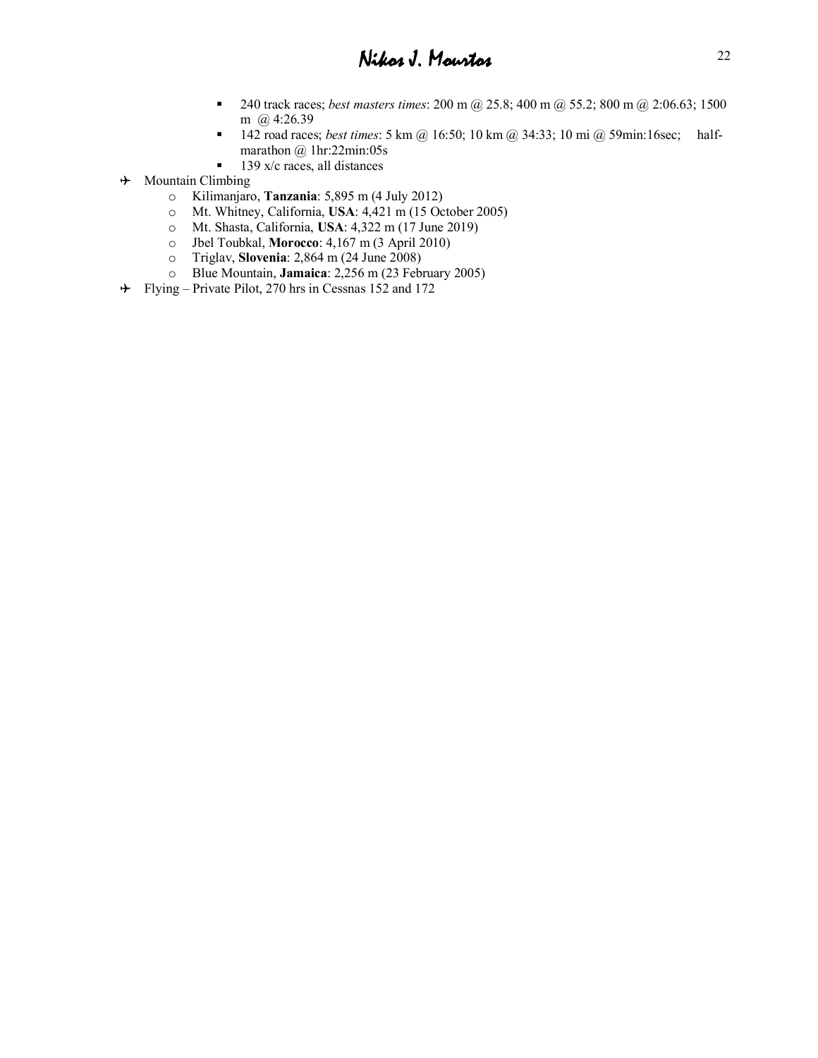- 240 track races; *best masters times*: 200 m @ 25.8; 400 m @ 55.2; 800 m @ 2:06.63; 1500 m @ 4:26.39
  - 142 road races; *best times*: 5 km @ 16:50; 10 km @ 34:33; 10 mi @ 59min:16sec; half-marathon @ 1hr:22min:05s
  - 139 x/c races, all distances

- Mountain Climbing
  - Kilimanjaro, **Tanzania**: 5,895 m (4 July 2012)
  - Mt. Whitney, California, **USA**: 4,421 m (15 October 2005)
  - Mt. Shasta, California, **USA**: 4,322 m (17 June 2019)
  - Jbel Toubkal, **Morocco**: 4,167 m (3 April 2010)
  - Triglav, **Slovenia**: 2,864 m (24 June 2008)
  - Blue Mountain, **Jamaica**: 2,256 m (23 February 2005)
- Flying – Private Pilot, 270 hrs in Cessnas 152 and 172